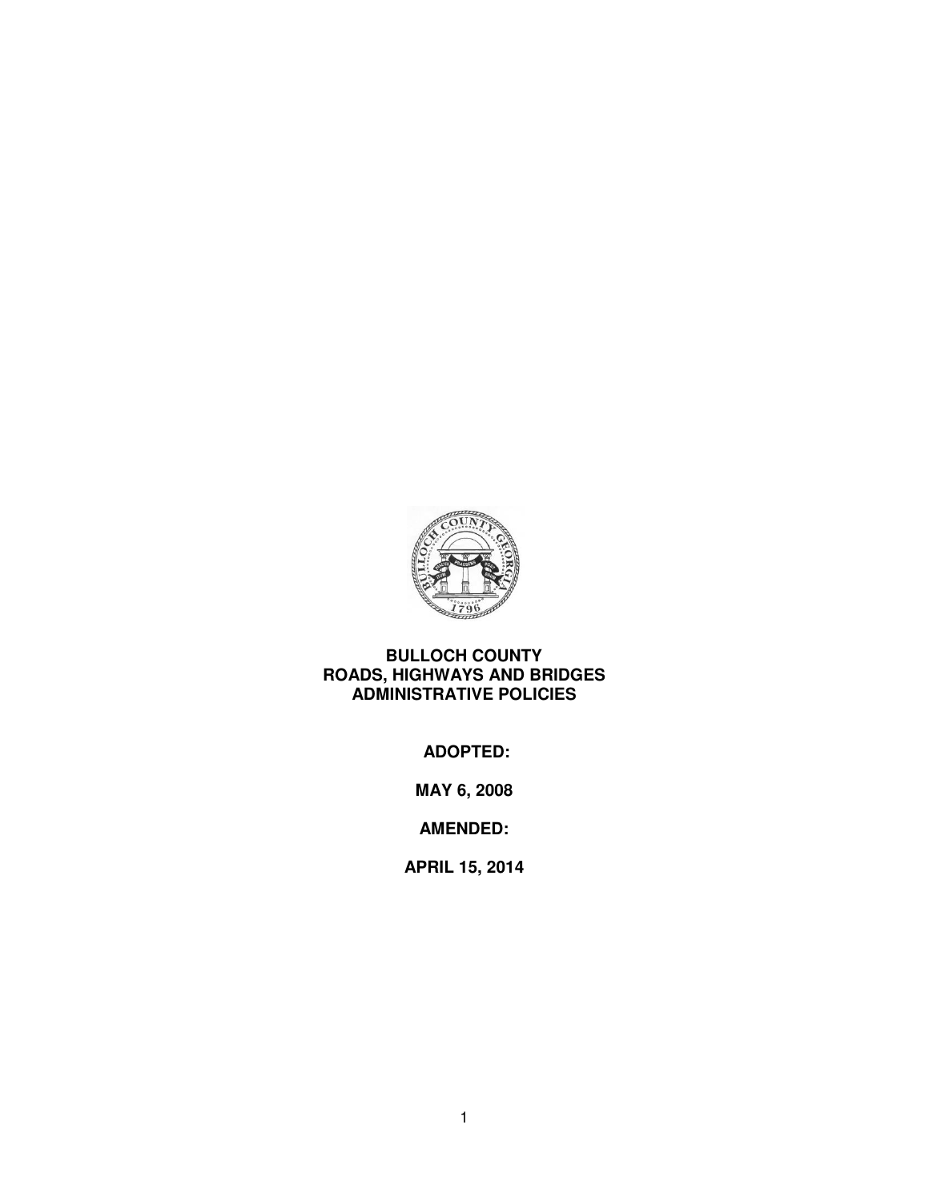# BULLOCH COUNTY
# ROADS, HIGHWAYS AND BRIDGES
# ADMINISTRATIVE POLICIES

**ADOPTED:**

**MAY 6, 2008**

**AMENDED:**

**APRIL 15, 2014**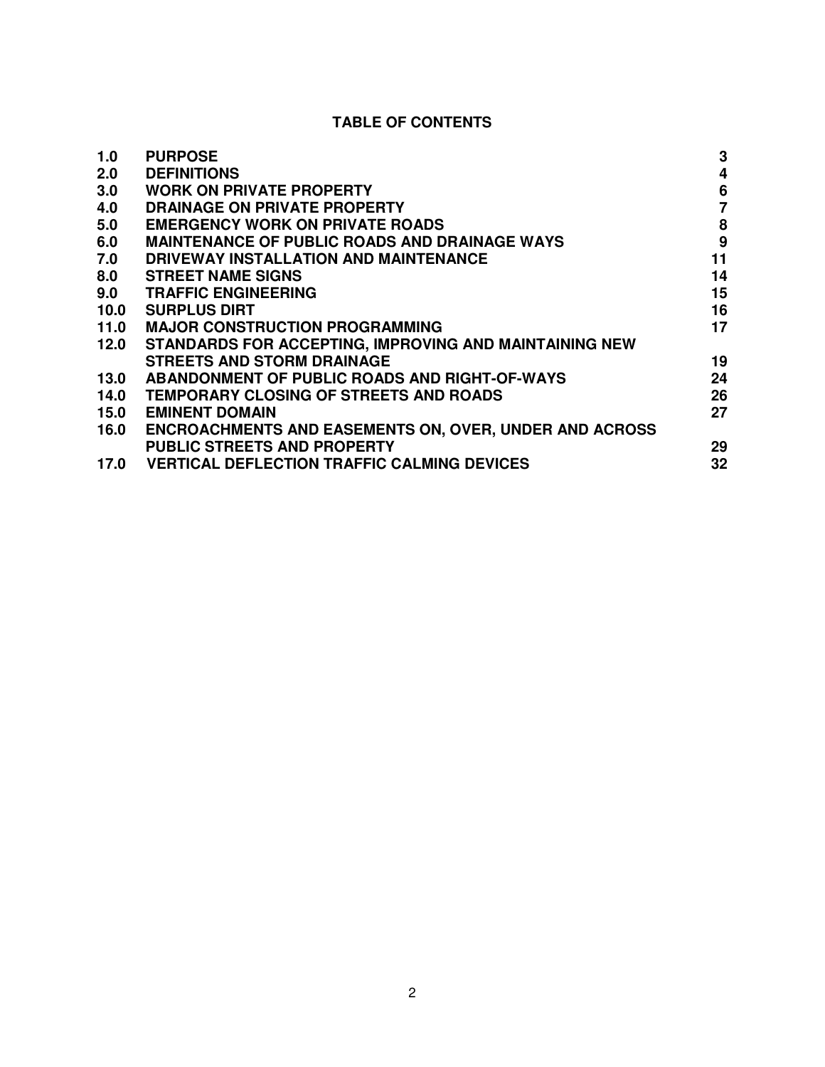## TABLE OF CONTENTS

| | | |
|---|---|---|
| **1.0** | **PURPOSE** | **3** |
| **2.0** | **DEFINITIONS** | **4** |
| **3.0** | **WORK ON PRIVATE PROPERTY** | **6** |
| **4.0** | **DRAINAGE ON PRIVATE PROPERTY** | **7** |
| **5.0** | **EMERGENCY WORK ON PRIVATE ROADS** | **8** |
| **6.0** | **MAINTENANCE OF PUBLIC ROADS AND DRAINAGE WAYS** | **9** |
| **7.0** | **DRIVEWAY INSTALLATION AND MAINTENANCE** | **11** |
| **8.0** | **STREET NAME SIGNS** | **14** |
| **9.0** | **TRAFFIC ENGINEERING** | **15** |
| **10.0** | **SURPLUS DIRT** | **16** |
| **11.0** | **MAJOR CONSTRUCTION PROGRAMMING** | **17** |
| **12.0** | **STANDARDS FOR ACCEPTING, IMPROVING AND MAINTAINING NEW STREETS AND STORM DRAINAGE** | **19** |
| **13.0** | **ABANDONMENT OF PUBLIC ROADS AND RIGHT-OF-WAYS** | **24** |
| **14.0** | **TEMPORARY CLOSING OF STREETS AND ROADS** | **26** |
| **15.0** | **EMINENT DOMAIN** | **27** |
| **16.0** | **ENCROACHMENTS AND EASEMENTS ON, OVER, UNDER AND ACROSS PUBLIC STREETS AND PROPERTY** | **29** |
| **17.0** | **VERTICAL DEFLECTION TRAFFIC CALMING DEVICES** | **32** |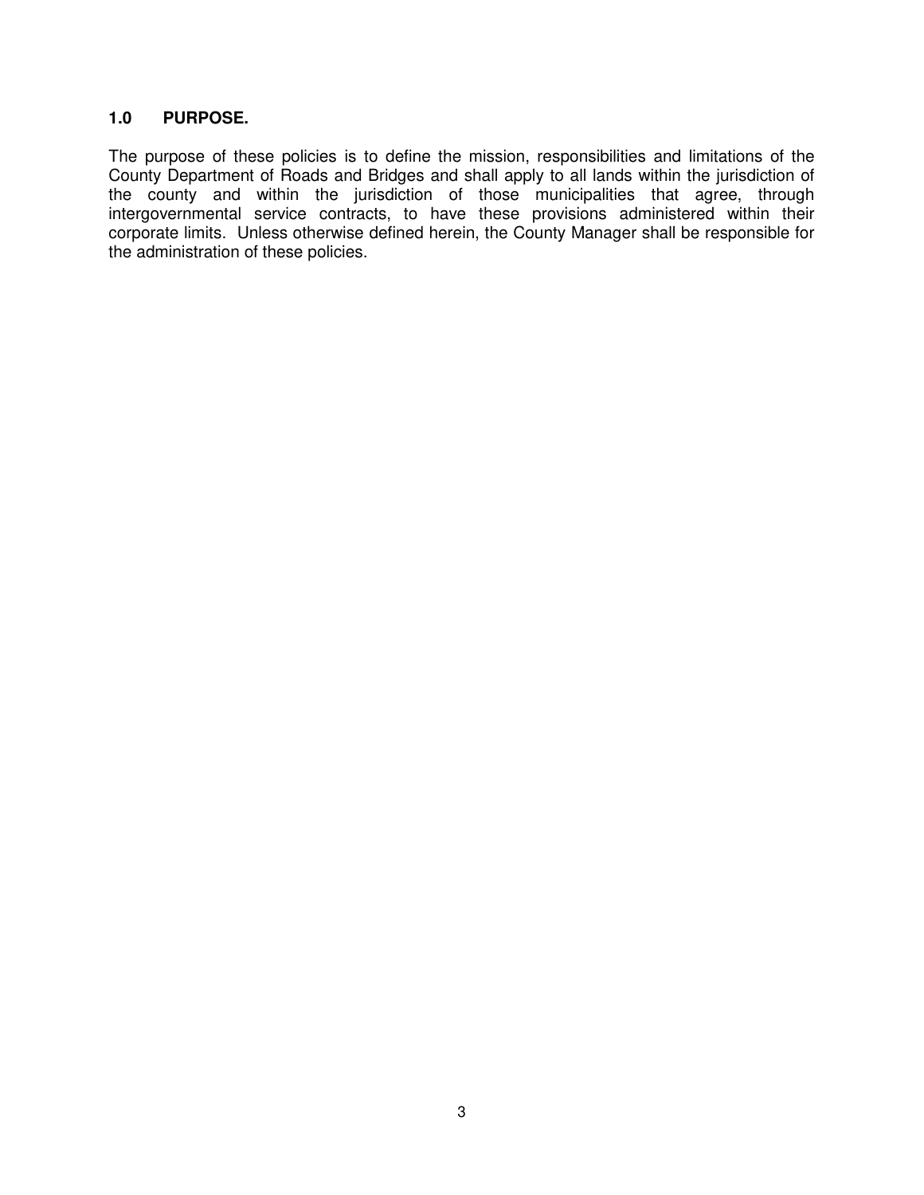## 1.0 PURPOSE.

The purpose of these policies is to define the mission, responsibilities and limitations of the County Department of Roads and Bridges and shall apply to all lands within the jurisdiction of the county and within the jurisdiction of those municipalities that agree, through intergovernmental service contracts, to have these provisions administered within their corporate limits. Unless otherwise defined herein, the County Manager shall be responsible for the administration of these policies.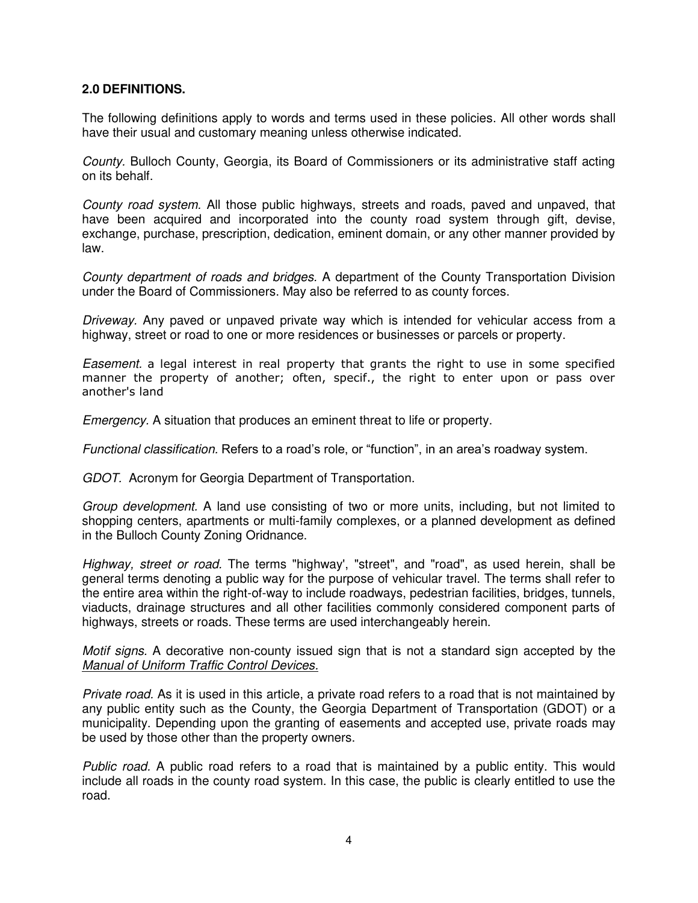**2.0 DEFINITIONS.**

The following definitions apply to words and terms used in these policies. All other words shall have their usual and customary meaning unless otherwise indicated.

*County.* Bulloch County, Georgia, its Board of Commissioners or its administrative staff acting on its behalf.

*County road system.* All those public highways, streets and roads, paved and unpaved, that have been acquired and incorporated into the county road system through gift, devise, exchange, purchase, prescription, dedication, eminent domain, or any other manner provided by law.

*County department of roads and bridges.* A department of the County Transportation Division under the Board of Commissioners. May also be referred to as county forces.

*Driveway.* Any paved or unpaved private way which is intended for vehicular access from a highway, street or road to one or more residences or businesses or parcels or property.

*Easement.* a legal interest in real property that grants the right to use in some specified manner the property of another; often, specif., the right to enter upon or pass over another's land

*Emergency.* A situation that produces an eminent threat to life or property.

*Functional classification.* Refers to a road's role, or "function", in an area's roadway system.

*GDOT.* Acronym for Georgia Department of Transportation.

*Group development.* A land use consisting of two or more units, including, but not limited to shopping centers, apartments or multi-family complexes, or a planned development as defined in the Bulloch County Zoning Oridnance.

*Highway, street or road.* The terms "highway', "street", and "road", as used herein, shall be general terms denoting a public way for the purpose of vehicular travel. The terms shall refer to the entire area within the right-of-way to include roadways, pedestrian facilities, bridges, tunnels, viaducts, drainage structures and all other facilities commonly considered component parts of highways, streets or roads. These terms are used interchangeably herein.

*Motif signs.* A decorative non-county issued sign that is not a standard sign accepted by the *Manual of Uniform Traffic Control Devices.*

*Private road.* As it is used in this article, a private road refers to a road that is not maintained by any public entity such as the County, the Georgia Department of Transportation (GDOT) or a municipality. Depending upon the granting of easements and accepted use, private roads may be used by those other than the property owners.

*Public road.* A public road refers to a road that is maintained by a public entity. This would include all roads in the county road system. In this case, the public is clearly entitled to use the road.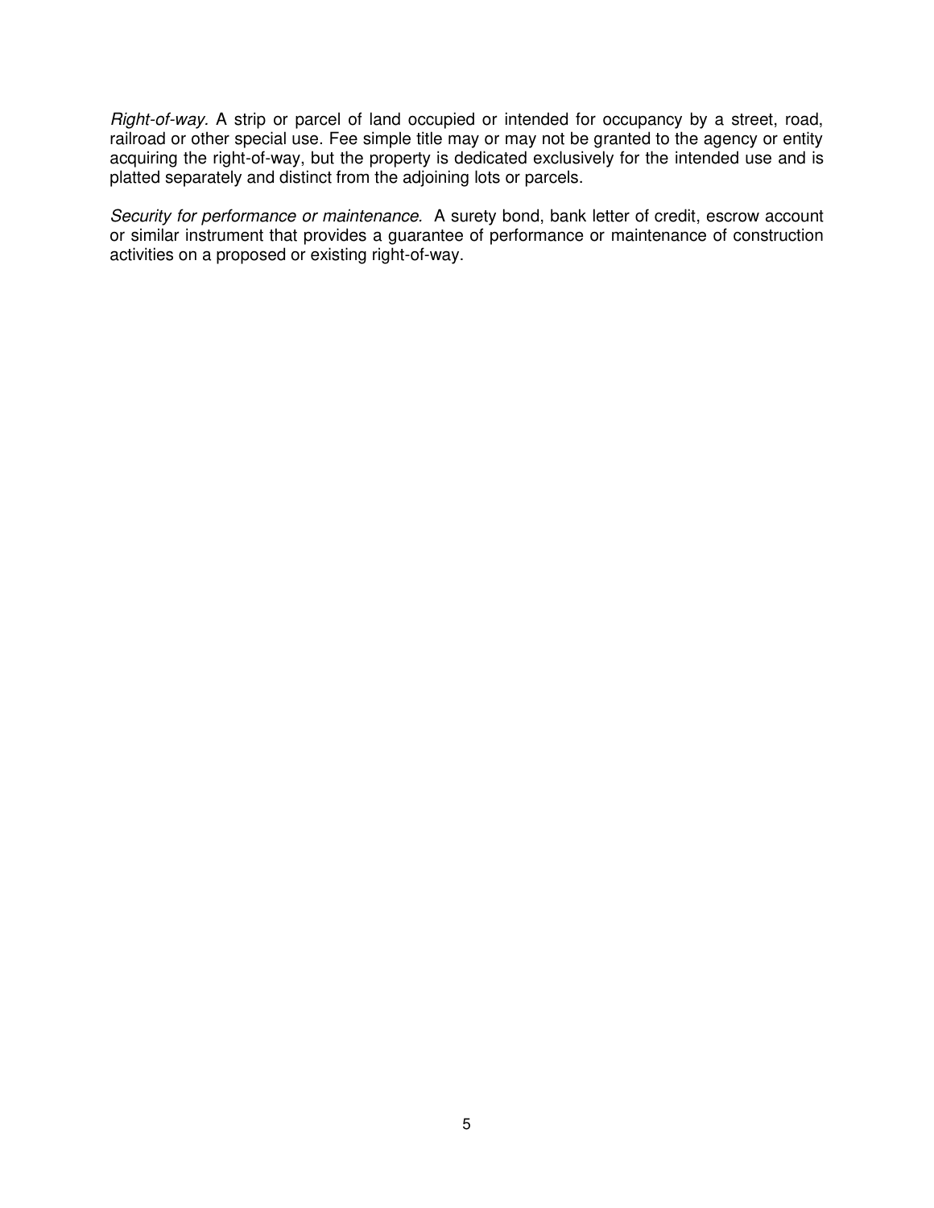*Right-of-way*. A strip or parcel of land occupied or intended for occupancy by a street, road, railroad or other special use. Fee simple title may or may not be granted to the agency or entity acquiring the right-of-way, but the property is dedicated exclusively for the intended use and is platted separately and distinct from the adjoining lots or parcels.

*Security for performance or maintenance*. A surety bond, bank letter of credit, escrow account or similar instrument that provides a guarantee of performance or maintenance of construction activities on a proposed or existing right-of-way.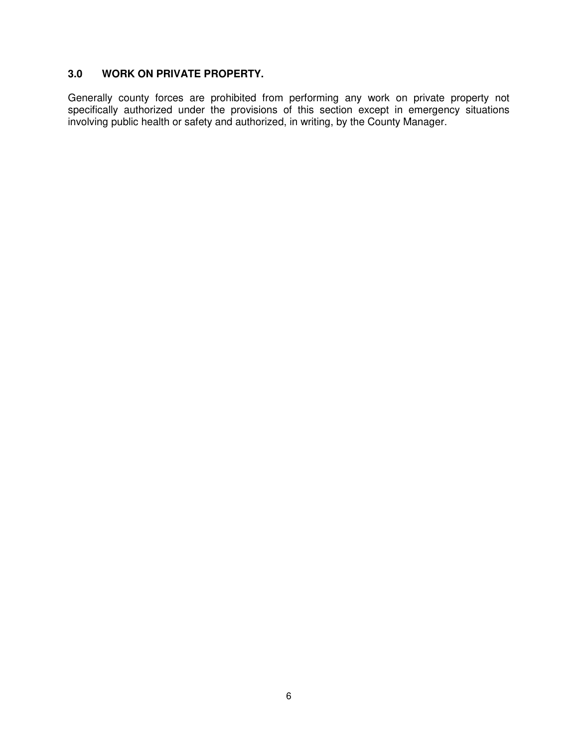### 3.0 WORK ON PRIVATE PROPERTY.

Generally county forces are prohibited from performing any work on private property not specifically authorized under the provisions of this section except in emergency situations involving public health or safety and authorized, in writing, by the County Manager.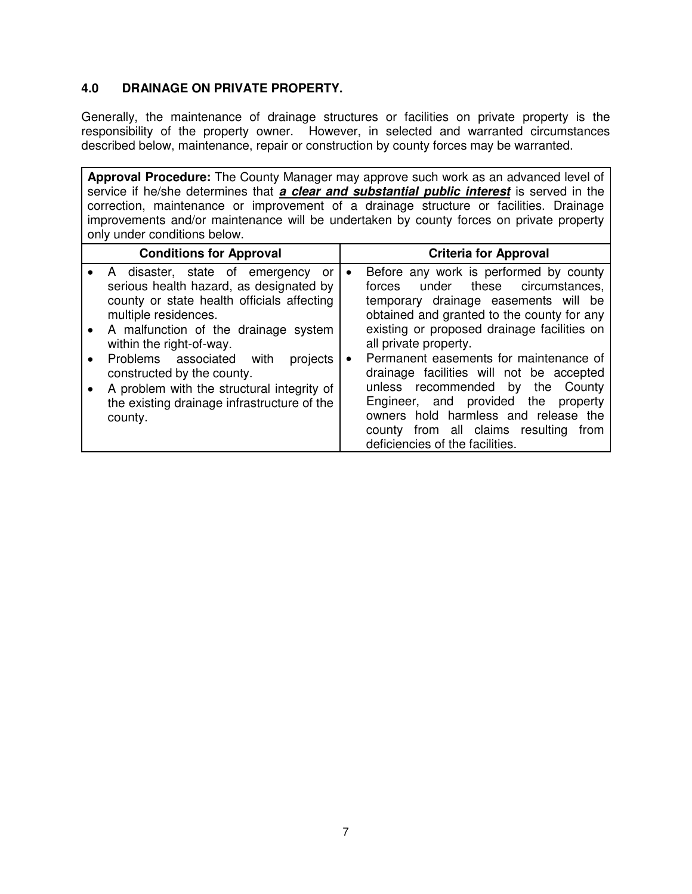## 4.0 DRAINAGE ON PRIVATE PROPERTY.

Generally, the maintenance of drainage structures or facilities on private property is the responsibility of the property owner. However, in selected and warranted circumstances described below, maintenance, repair or construction by county forces may be warranted.

**Approval Procedure:** The County Manager may approve such work as an advanced level of service if he/she determines that ***a clear and substantial public interest*** is served in the correction, maintenance or improvement of a drainage structure or facilities. Drainage improvements and/or maintenance will be undertaken by county forces on private property only under conditions below.

| Conditions for Approval | Criteria for Approval |
|---|---|
| • A disaster, state of emergency or serious health hazard, as designated by county or state health officials affecting multiple residences.<br>• A malfunction of the drainage system within the right-of-way.<br>• Problems associated with projects constructed by the county.<br>• A problem with the structural integrity of the existing drainage infrastructure of the county. | • Before any work is performed by county forces under these circumstances, temporary drainage easements will be obtained and granted to the county for any existing or proposed drainage facilities on all private property.<br>• Permanent easements for maintenance of drainage facilities will not be accepted unless recommended by the County Engineer, and provided the property owners hold harmless and release the county from all claims resulting from deficiencies of the facilities. |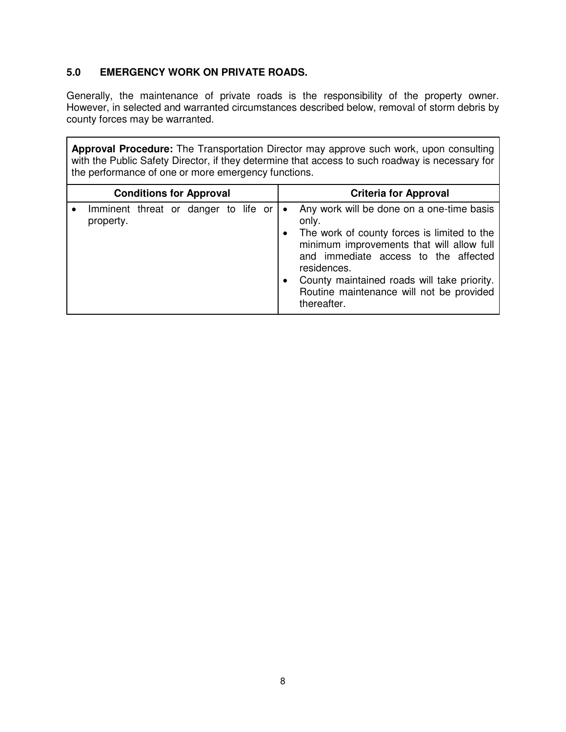## 5.0 EMERGENCY WORK ON PRIVATE ROADS.

Generally, the maintenance of private roads is the responsibility of the property owner. However, in selected and warranted circumstances described below, removal of storm debris by county forces may be warranted.

**Approval Procedure:** The Transportation Director may approve such work, upon consulting with the Public Safety Director, if they determine that access to such roadway is necessary for the performance of one or more emergency functions.

| Conditions for Approval | Criteria for Approval |
|---|---|
| • Imminent threat or danger to life or property. | • Any work will be done on a one-time basis only.<br>• The work of county forces is limited to the minimum improvements that will allow full and immediate access to the affected residences.<br>• County maintained roads will take priority. Routine maintenance will not be provided thereafter. |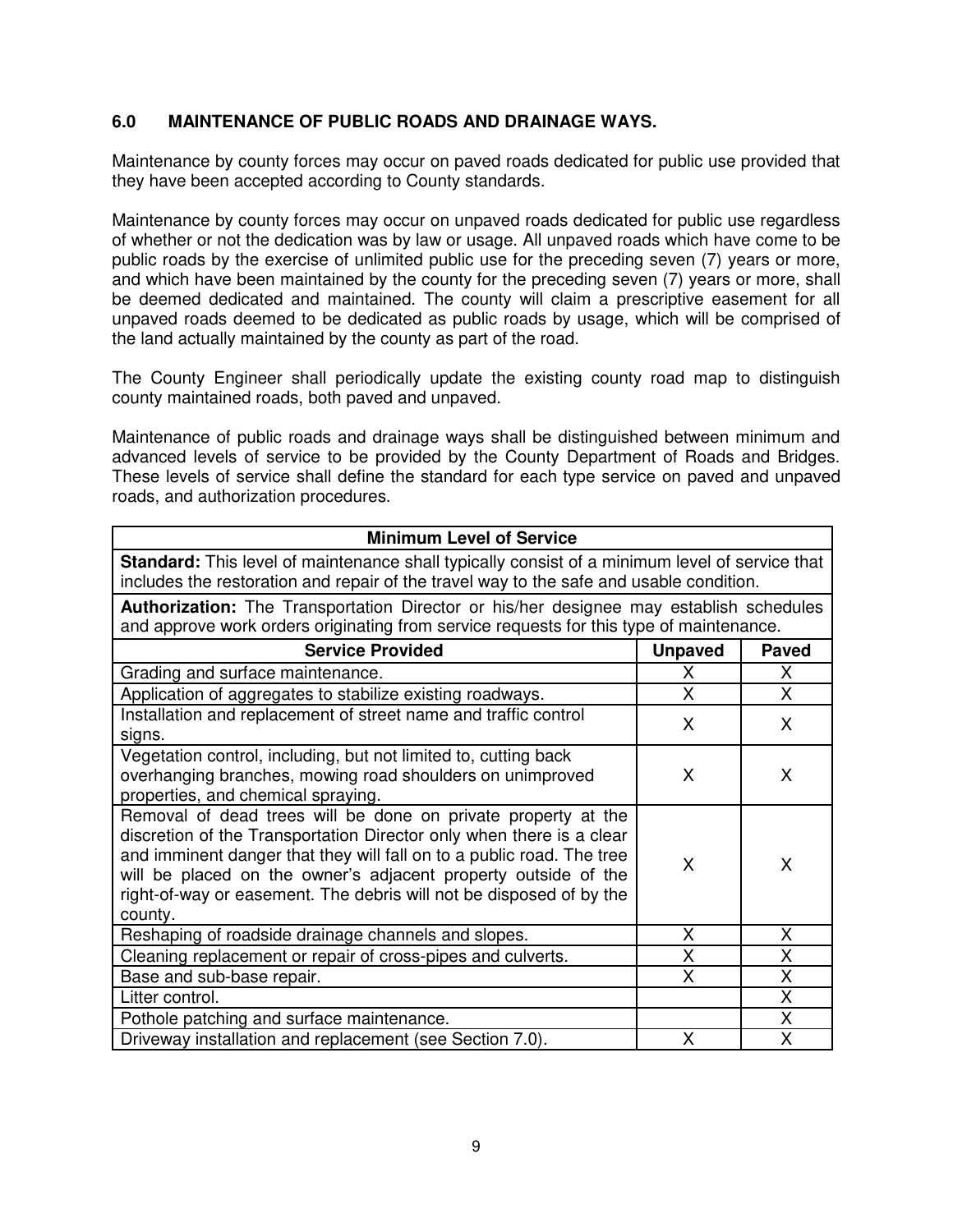## 6.0 MAINTENANCE OF PUBLIC ROADS AND DRAINAGE WAYS.

Maintenance by county forces may occur on paved roads dedicated for public use provided that they have been accepted according to County standards.

Maintenance by county forces may occur on unpaved roads dedicated for public use regardless of whether or not the dedication was by law or usage. All unpaved roads which have come to be public roads by the exercise of unlimited public use for the preceding seven (7) years or more, and which have been maintained by the county for the preceding seven (7) years or more, shall be deemed dedicated and maintained. The county will claim a prescriptive easement for all unpaved roads deemed to be dedicated as public roads by usage, which will be comprised of the land actually maintained by the county as part of the road.

The County Engineer shall periodically update the existing county road map to distinguish county maintained roads, both paved and unpaved.

Maintenance of public roads and drainage ways shall be distinguished between minimum and advanced levels of service to be provided by the County Department of Roads and Bridges. These levels of service shall define the standard for each type service on paved and unpaved roads, and authorization procedures.

| **Minimum Level of Service** | | |
|---|---|---|
| **Standard:** This level of maintenance shall typically consist of a minimum level of service that includes the restoration and repair of the travel way to the safe and usable condition. | | |
| **Authorization:** The Transportation Director or his/her designee may establish schedules and approve work orders originating from service requests for this type of maintenance. | | |
| **Service Provided** | **Unpaved** | **Paved** |
| Grading and surface maintenance. | X | X |
| Application of aggregates to stabilize existing roadways. | X | X |
| Installation and replacement of street name and traffic control signs. | X | X |
| Vegetation control, including, but not limited to, cutting back overhanging branches, mowing road shoulders on unimproved properties, and chemical spraying. | X | X |
| Removal of dead trees will be done on private property at the discretion of the Transportation Director only when there is a clear and imminent danger that they will fall on to a public road. The tree will be placed on the owner's adjacent property outside of the right-of-way or easement. The debris will not be disposed of by the county. | X | X |
| Reshaping of roadside drainage channels and slopes. | X | X |
| Cleaning replacement or repair of cross-pipes and culverts. | X | X |
| Base and sub-base repair. | X | X |
| Litter control. | | X |
| Pothole patching and surface maintenance. | | X |
| Driveway installation and replacement (see Section 7.0). | X | X |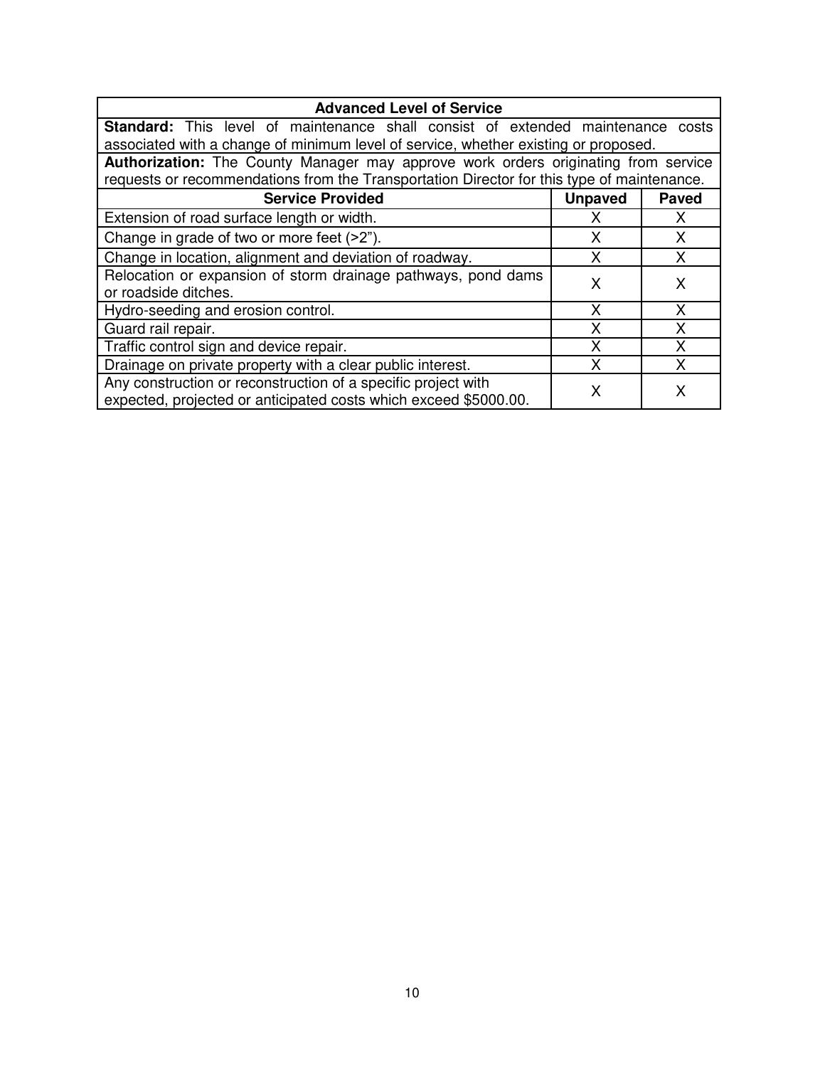| Advanced Level of Service | | |
|---|---|---|
| **Standard:** This level of maintenance shall consist of extended maintenance costs associated with a change of minimum level of service, whether existing or proposed. | | |
| **Authorization:** The County Manager may approve work orders originating from service requests or recommendations from the Transportation Director for this type of maintenance. | | |
| **Service Provided** | **Unpaved** | **Paved** |
| Extension of road surface length or width. | X | X |
| Change in grade of two or more feet (>2"). | X | X |
| Change in location, alignment and deviation of roadway. | X | X |
| Relocation or expansion of storm drainage pathways, pond dams or roadside ditches. | X | X |
| Hydro-seeding and erosion control. | X | X |
| Guard rail repair. | X | X |
| Traffic control sign and device repair. | X | X |
| Drainage on private property with a clear public interest. | X | X |
| Any construction or reconstruction of a specific project with expected, projected or anticipated costs which exceed $5000.00. | X | X |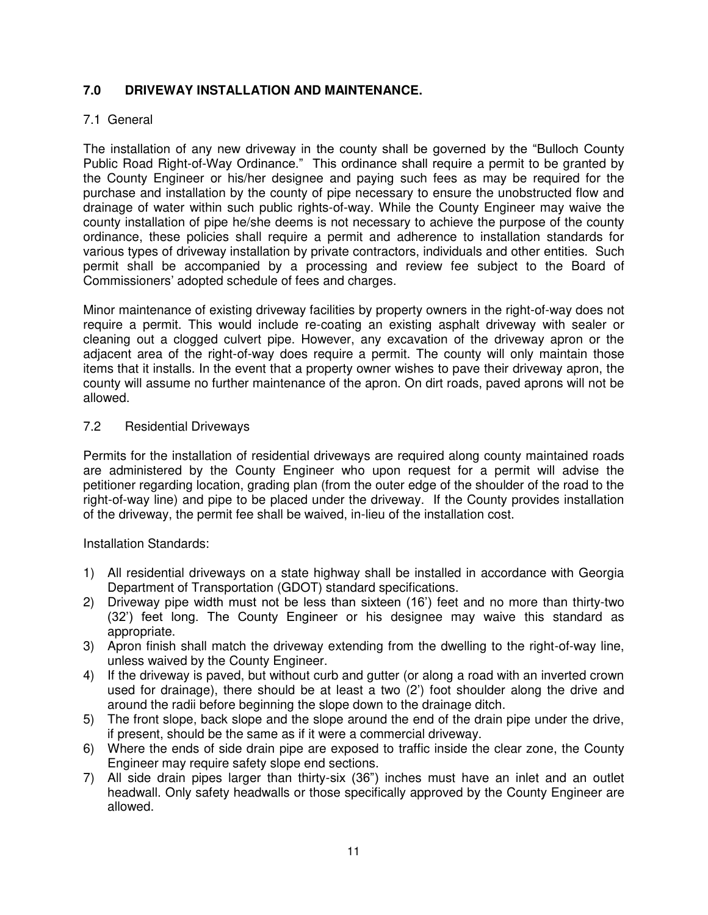## 7.0 DRIVEWAY INSTALLATION AND MAINTENANCE.

### 7.1 General

The installation of any new driveway in the county shall be governed by the "Bulloch County Public Road Right-of-Way Ordinance." This ordinance shall require a permit to be granted by the County Engineer or his/her designee and paying such fees as may be required for the purchase and installation by the county of pipe necessary to ensure the unobstructed flow and drainage of water within such public rights-of-way. While the County Engineer may waive the county installation of pipe he/she deems is not necessary to achieve the purpose of the county ordinance, these policies shall require a permit and adherence to installation standards for various types of driveway installation by private contractors, individuals and other entities. Such permit shall be accompanied by a processing and review fee subject to the Board of Commissioners' adopted schedule of fees and charges.

Minor maintenance of existing driveway facilities by property owners in the right-of-way does not require a permit. This would include re-coating an existing asphalt driveway with sealer or cleaning out a clogged culvert pipe. However, any excavation of the driveway apron or the adjacent area of the right-of-way does require a permit. The county will only maintain those items that it installs. In the event that a property owner wishes to pave their driveway apron, the county will assume no further maintenance of the apron. On dirt roads, paved aprons will not be allowed.

### 7.2 Residential Driveways

Permits for the installation of residential driveways are required along county maintained roads are administered by the County Engineer who upon request for a permit will advise the petitioner regarding location, grading plan (from the outer edge of the shoulder of the road to the right-of-way line) and pipe to be placed under the driveway. If the County provides installation of the driveway, the permit fee shall be waived, in-lieu of the installation cost.

Installation Standards:

1) All residential driveways on a state highway shall be installed in accordance with Georgia Department of Transportation (GDOT) standard specifications.
2) Driveway pipe width must not be less than sixteen (16') feet and no more than thirty-two (32') feet long. The County Engineer or his designee may waive this standard as appropriate.
3) Apron finish shall match the driveway extending from the dwelling to the right-of-way line, unless waived by the County Engineer.
4) If the driveway is paved, but without curb and gutter (or along a road with an inverted crown used for drainage), there should be at least a two (2') foot shoulder along the drive and around the radii before beginning the slope down to the drainage ditch.
5) The front slope, back slope and the slope around the end of the drain pipe under the drive, if present, should be the same as if it were a commercial driveway.
6) Where the ends of side drain pipe are exposed to traffic inside the clear zone, the County Engineer may require safety slope end sections.
7) All side drain pipes larger than thirty-six (36") inches must have an inlet and an outlet headwall. Only safety headwalls or those specifically approved by the County Engineer are allowed.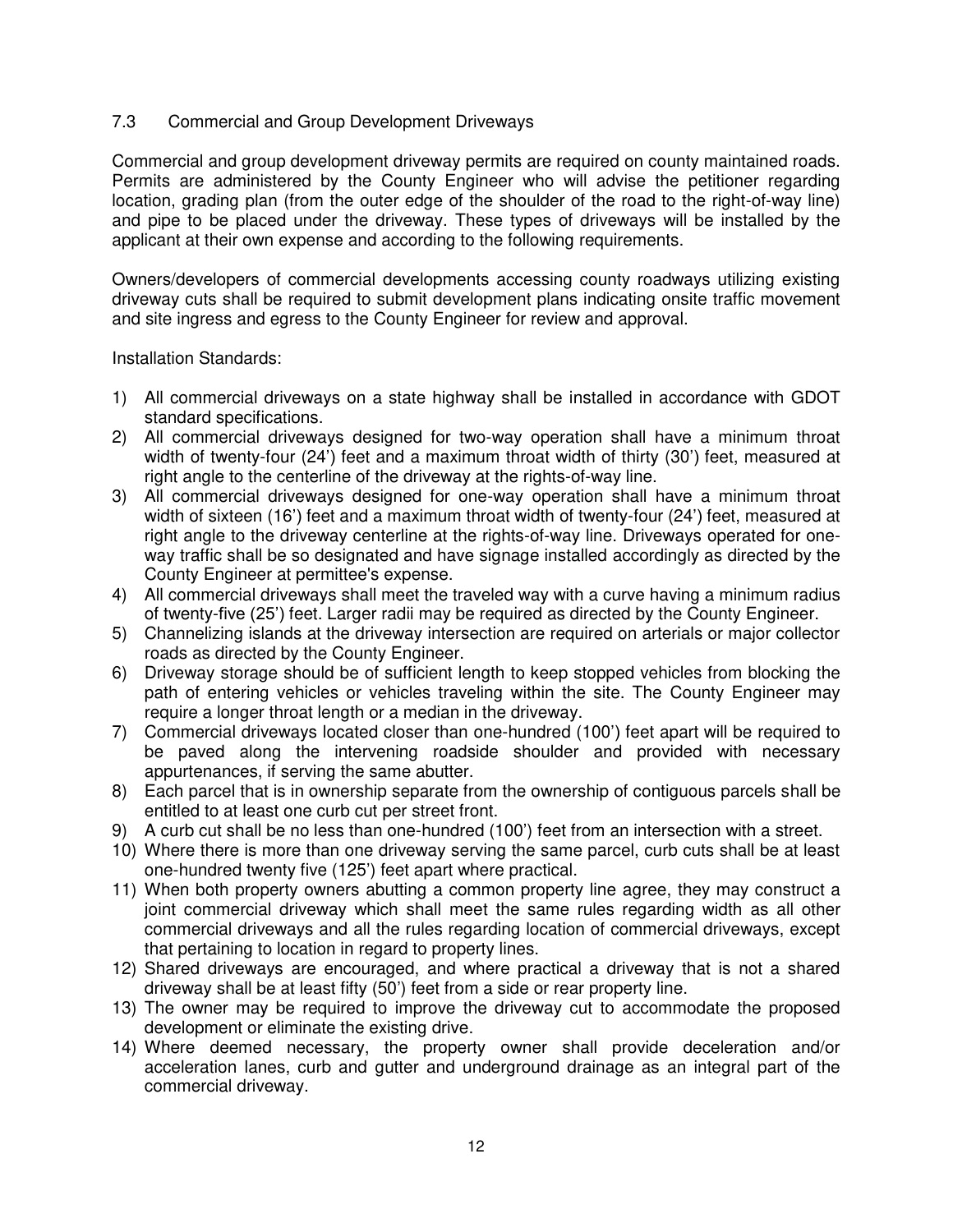## 7.3 Commercial and Group Development Driveways

Commercial and group development driveway permits are required on county maintained roads. Permits are administered by the County Engineer who will advise the petitioner regarding location, grading plan (from the outer edge of the shoulder of the road to the right-of-way line) and pipe to be placed under the driveway. These types of driveways will be installed by the applicant at their own expense and according to the following requirements.

Owners/developers of commercial developments accessing county roadways utilizing existing driveway cuts shall be required to submit development plans indicating onsite traffic movement and site ingress and egress to the County Engineer for review and approval.

Installation Standards:

1) All commercial driveways on a state highway shall be installed in accordance with GDOT standard specifications.
2) All commercial driveways designed for two-way operation shall have a minimum throat width of twenty-four (24') feet and a maximum throat width of thirty (30') feet, measured at right angle to the centerline of the driveway at the rights-of-way line.
3) All commercial driveways designed for one-way operation shall have a minimum throat width of sixteen (16') feet and a maximum throat width of twenty-four (24') feet, measured at right angle to the driveway centerline at the rights-of-way line. Driveways operated for one-way traffic shall be so designated and have signage installed accordingly as directed by the County Engineer at permittee's expense.
4) All commercial driveways shall meet the traveled way with a curve having a minimum radius of twenty-five (25') feet. Larger radii may be required as directed by the County Engineer.
5) Channelizing islands at the driveway intersection are required on arterials or major collector roads as directed by the County Engineer.
6) Driveway storage should be of sufficient length to keep stopped vehicles from blocking the path of entering vehicles or vehicles traveling within the site. The County Engineer may require a longer throat length or a median in the driveway.
7) Commercial driveways located closer than one-hundred (100') feet apart will be required to be paved along the intervening roadside shoulder and provided with necessary appurtenances, if serving the same abutter.
8) Each parcel that is in ownership separate from the ownership of contiguous parcels shall be entitled to at least one curb cut per street front.
9) A curb cut shall be no less than one-hundred (100') feet from an intersection with a street.
10) Where there is more than one driveway serving the same parcel, curb cuts shall be at least one-hundred twenty five (125') feet apart where practical.
11) When both property owners abutting a common property line agree, they may construct a joint commercial driveway which shall meet the same rules regarding width as all other commercial driveways and all the rules regarding location of commercial driveways, except that pertaining to location in regard to property lines.
12) Shared driveways are encouraged, and where practical a driveway that is not a shared driveway shall be at least fifty (50') feet from a side or rear property line.
13) The owner may be required to improve the driveway cut to accommodate the proposed development or eliminate the existing drive.
14) Where deemed necessary, the property owner shall provide deceleration and/or acceleration lanes, curb and gutter and underground drainage as an integral part of the commercial driveway.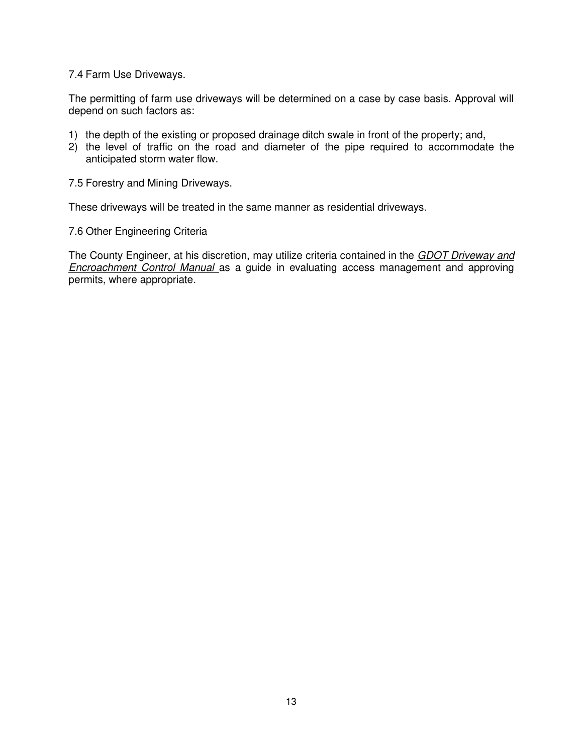### 7.4 Farm Use Driveways.

The permitting of farm use driveways will be determined on a case by case basis. Approval will depend on such factors as:

1) the depth of the existing or proposed drainage ditch swale in front of the property; and,
2) the level of traffic on the road and diameter of the pipe required to accommodate the anticipated storm water flow.

### 7.5 Forestry and Mining Driveways.

These driveways will be treated in the same manner as residential driveways.

### 7.6 Other Engineering Criteria

The County Engineer, at his discretion, may utilize criteria contained in the *GDOT Driveway and Encroachment Control Manual* as a guide in evaluating access management and approving permits, where appropriate.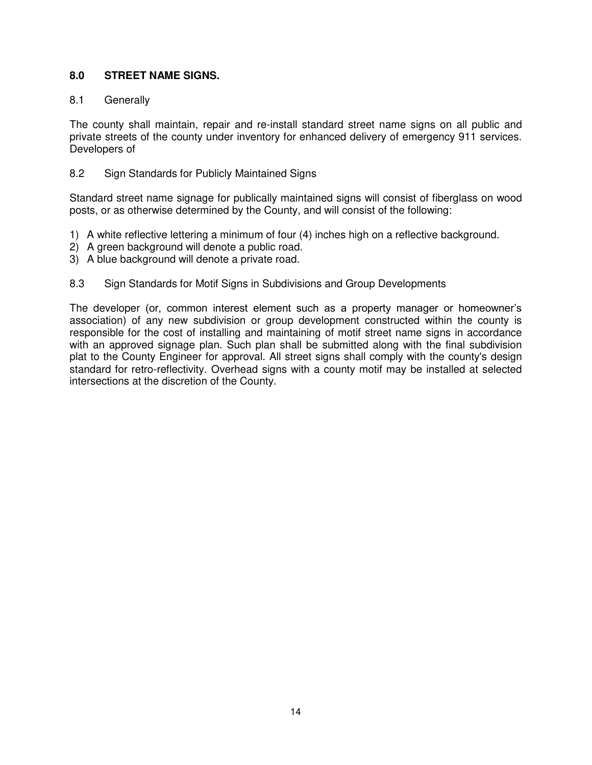## 8.0 STREET NAME SIGNS.

### 8.1 Generally

The county shall maintain, repair and re-install standard street name signs on all public and private streets of the county under inventory for enhanced delivery of emergency 911 services. Developers of

### 8.2 Sign Standards for Publicly Maintained Signs

Standard street name signage for publically maintained signs will consist of fiberglass on wood posts, or as otherwise determined by the County, and will consist of the following:

1) A white reflective lettering a minimum of four (4) inches high on a reflective background.
2) A green background will denote a public road.
3) A blue background will denote a private road.

### 8.3 Sign Standards for Motif Signs in Subdivisions and Group Developments

The developer (or, common interest element such as a property manager or homeowner's association) of any new subdivision or group development constructed within the county is responsible for the cost of installing and maintaining of motif street name signs in accordance with an approved signage plan. Such plan shall be submitted along with the final subdivision plat to the County Engineer for approval. All street signs shall comply with the county's design standard for retro-reflectivity. Overhead signs with a county motif may be installed at selected intersections at the discretion of the County.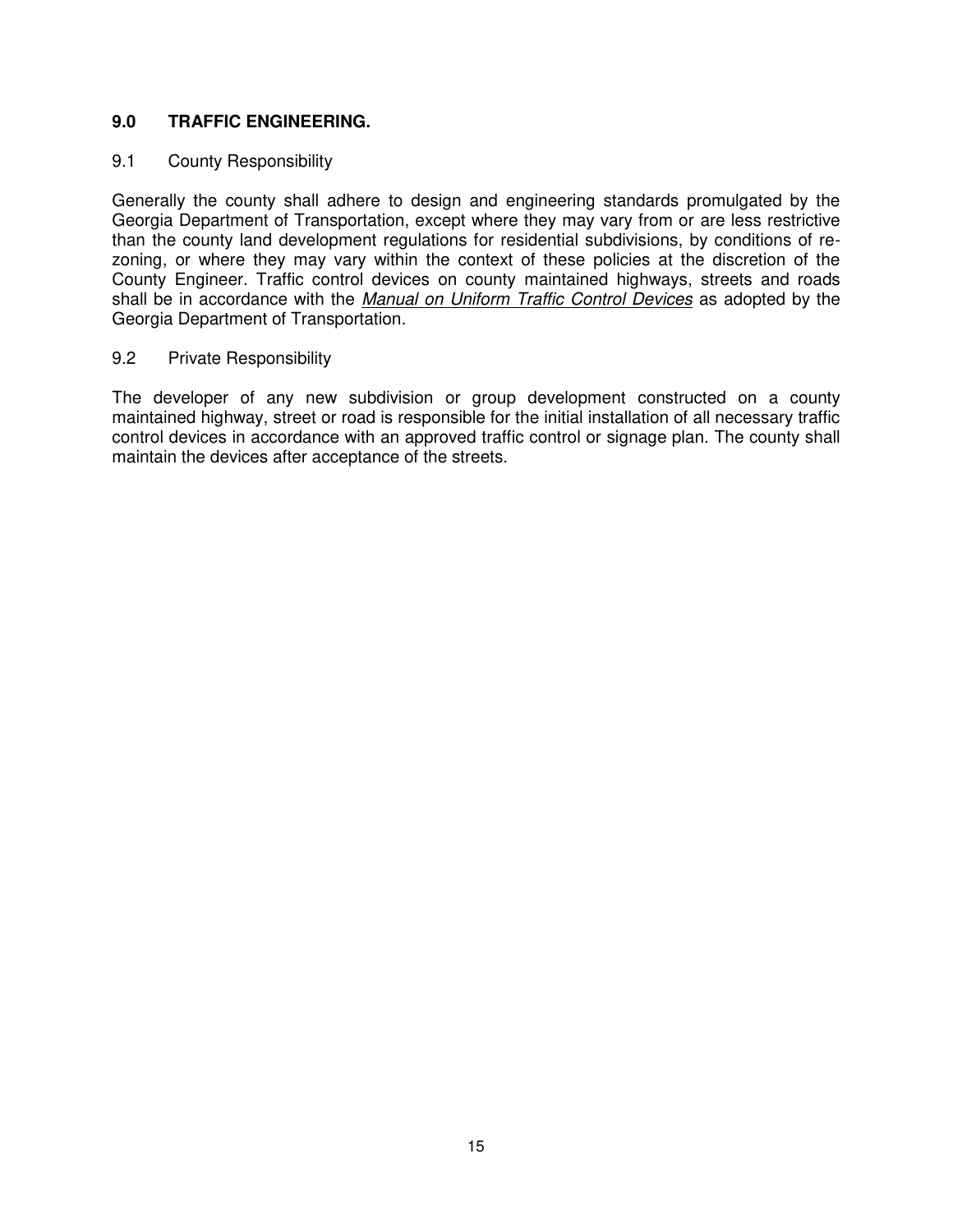## 9.0 TRAFFIC ENGINEERING.

### 9.1 County Responsibility

Generally the county shall adhere to design and engineering standards promulgated by the Georgia Department of Transportation, except where they may vary from or are less restrictive than the county land development regulations for residential subdivisions, by conditions of re-zoning, or where they may vary within the context of these policies at the discretion of the County Engineer. Traffic control devices on county maintained highways, streets and roads shall be in accordance with the *Manual on Uniform Traffic Control Devices* as adopted by the Georgia Department of Transportation.

### 9.2 Private Responsibility

The developer of any new subdivision or group development constructed on a county maintained highway, street or road is responsible for the initial installation of all necessary traffic control devices in accordance with an approved traffic control or signage plan. The county shall maintain the devices after acceptance of the streets.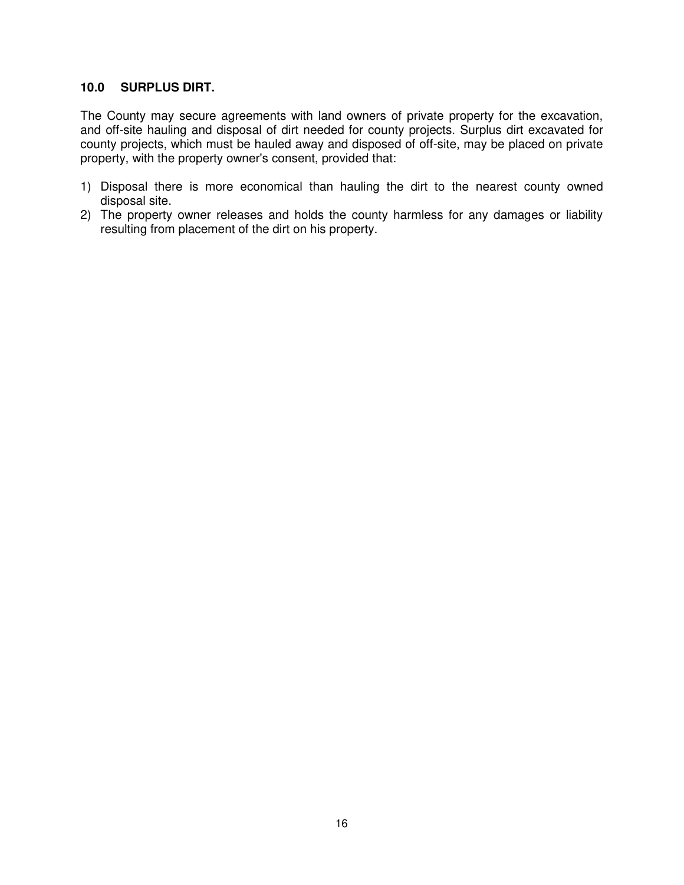## 10.0 SURPLUS DIRT.

The County may secure agreements with land owners of private property for the excavation, and off-site hauling and disposal of dirt needed for county projects. Surplus dirt excavated for county projects, which must be hauled away and disposed of off-site, may be placed on private property, with the property owner's consent, provided that:

1) Disposal there is more economical than hauling the dirt to the nearest county owned disposal site.
2) The property owner releases and holds the county harmless for any damages or liability resulting from placement of the dirt on his property.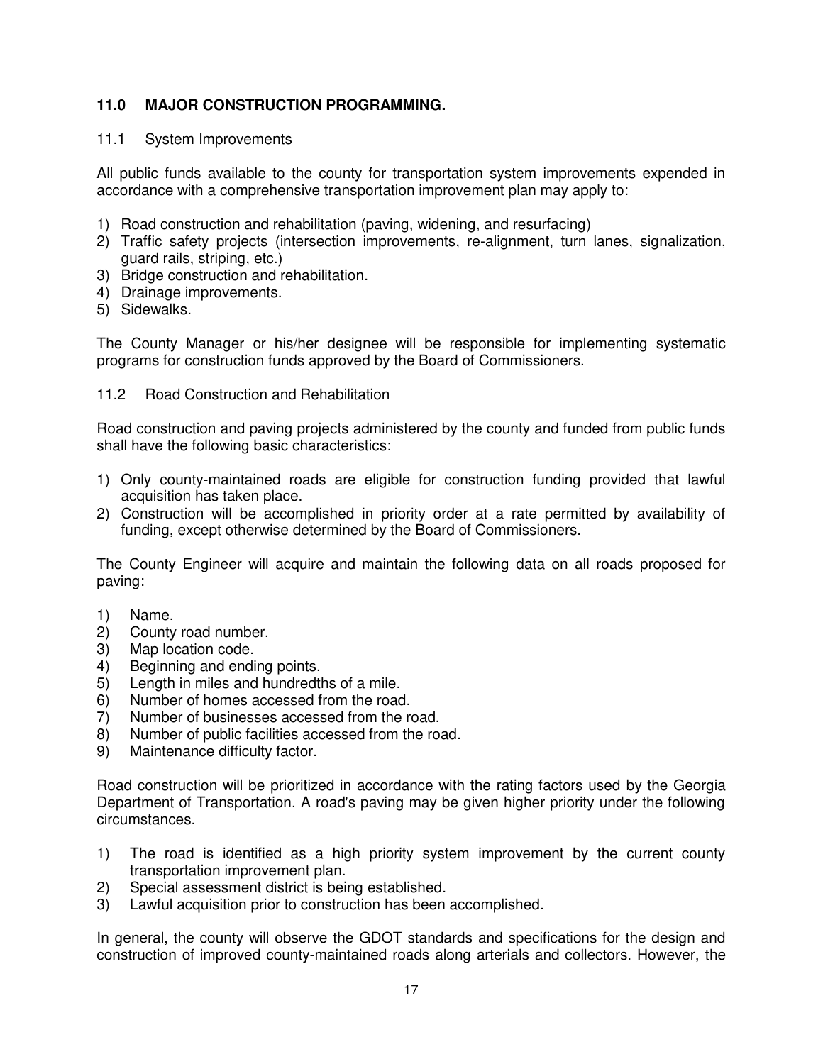## 11.0 MAJOR CONSTRUCTION PROGRAMMING.

### 11.1 System Improvements

All public funds available to the county for transportation system improvements expended in accordance with a comprehensive transportation improvement plan may apply to:

1) Road construction and rehabilitation (paving, widening, and resurfacing)
2) Traffic safety projects (intersection improvements, re-alignment, turn lanes, signalization, guard rails, striping, etc.)
3) Bridge construction and rehabilitation.
4) Drainage improvements.
5) Sidewalks.

The County Manager or his/her designee will be responsible for implementing systematic programs for construction funds approved by the Board of Commissioners.

### 11.2 Road Construction and Rehabilitation

Road construction and paving projects administered by the county and funded from public funds shall have the following basic characteristics:

1) Only county-maintained roads are eligible for construction funding provided that lawful acquisition has taken place.
2) Construction will be accomplished in priority order at a rate permitted by availability of funding, except otherwise determined by the Board of Commissioners.

The County Engineer will acquire and maintain the following data on all roads proposed for paving:

1) Name.
2) County road number.
3) Map location code.
4) Beginning and ending points.
5) Length in miles and hundredths of a mile.
6) Number of homes accessed from the road.
7) Number of businesses accessed from the road.
8) Number of public facilities accessed from the road.
9) Maintenance difficulty factor.

Road construction will be prioritized in accordance with the rating factors used by the Georgia Department of Transportation. A road's paving may be given higher priority under the following circumstances.

1) The road is identified as a high priority system improvement by the current county transportation improvement plan.
2) Special assessment district is being established.
3) Lawful acquisition prior to construction has been accomplished.

In general, the county will observe the GDOT standards and specifications for the design and construction of improved county-maintained roads along arterials and collectors. However, the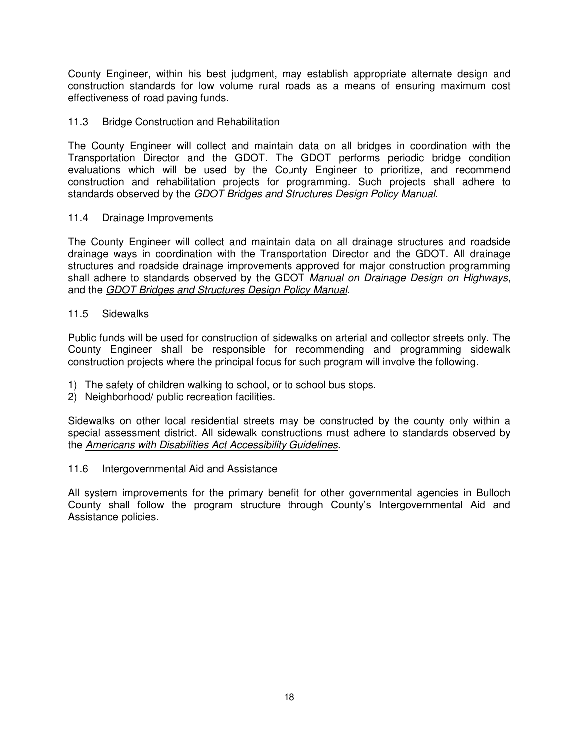County Engineer, within his best judgment, may establish appropriate alternate design and construction standards for low volume rural roads as a means of ensuring maximum cost effectiveness of road paving funds.

### 11.3 Bridge Construction and Rehabilitation

The County Engineer will collect and maintain data on all bridges in coordination with the Transportation Director and the GDOT. The GDOT performs periodic bridge condition evaluations which will be used by the County Engineer to prioritize, and recommend construction and rehabilitation projects for programming. Such projects shall adhere to standards observed by the *GDOT Bridges and Structures Design Policy Manual*.

### 11.4 Drainage Improvements

The County Engineer will collect and maintain data on all drainage structures and roadside drainage ways in coordination with the Transportation Director and the GDOT. All drainage structures and roadside drainage improvements approved for major construction programming shall adhere to standards observed by the GDOT *Manual on Drainage Design on Highways*, and the *GDOT Bridges and Structures Design Policy Manual*.

### 11.5 Sidewalks

Public funds will be used for construction of sidewalks on arterial and collector streets only. The County Engineer shall be responsible for recommending and programming sidewalk construction projects where the principal focus for such program will involve the following.

1) The safety of children walking to school, or to school bus stops.
2) Neighborhood/ public recreation facilities.

Sidewalks on other local residential streets may be constructed by the county only within a special assessment district. All sidewalk constructions must adhere to standards observed by the *Americans with Disabilities Act Accessibility Guidelines*.

### 11.6 Intergovernmental Aid and Assistance

All system improvements for the primary benefit for other governmental agencies in Bulloch County shall follow the program structure through County's Intergovernmental Aid and Assistance policies.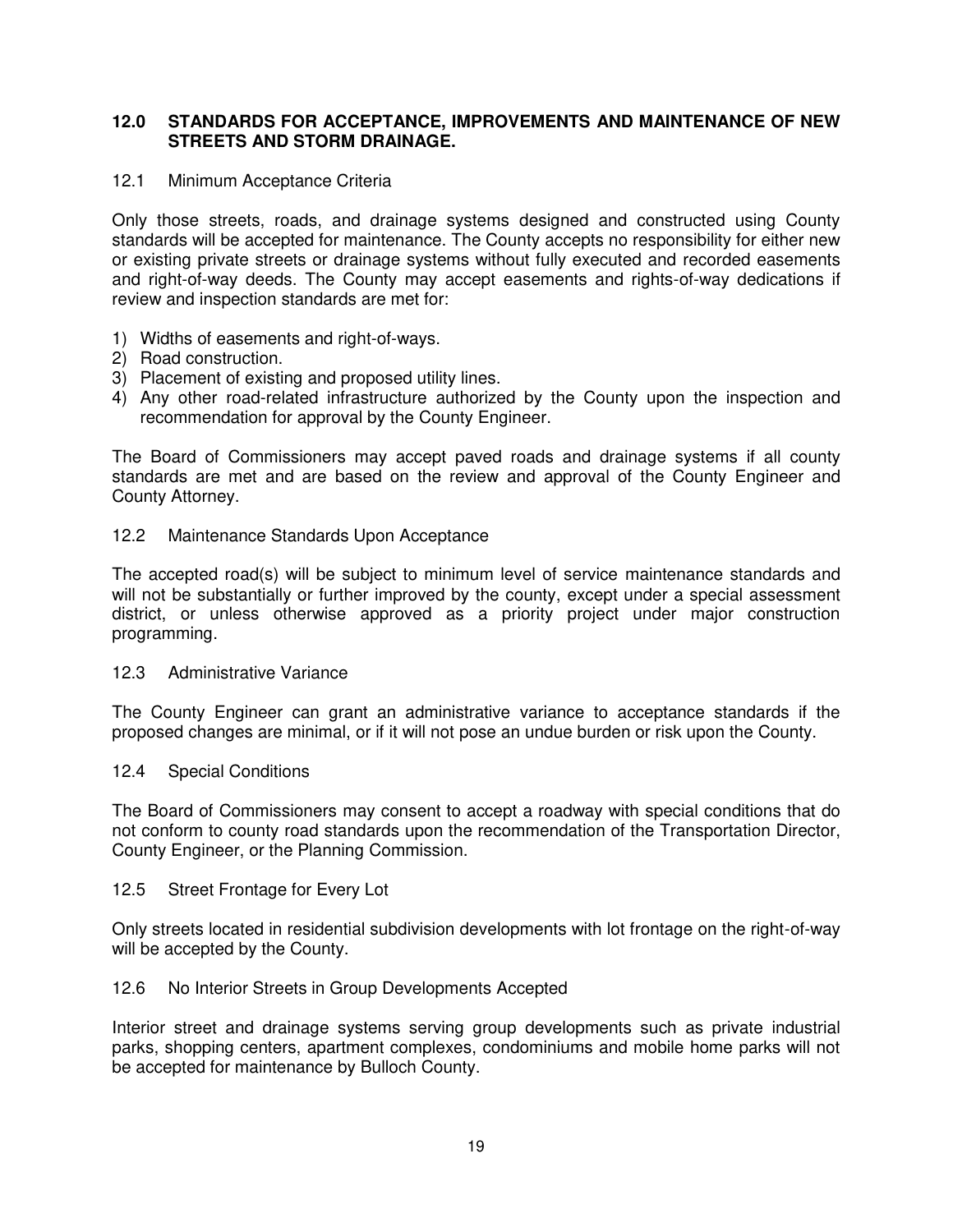## 12.0 STANDARDS FOR ACCEPTANCE, IMPROVEMENTS AND MAINTENANCE OF NEW STREETS AND STORM DRAINAGE.

### 12.1 Minimum Acceptance Criteria

Only those streets, roads, and drainage systems designed and constructed using County standards will be accepted for maintenance. The County accepts no responsibility for either new or existing private streets or drainage systems without fully executed and recorded easements and right-of-way deeds. The County may accept easements and rights-of-way dedications if review and inspection standards are met for:

1) Widths of easements and right-of-ways.
2) Road construction.
3) Placement of existing and proposed utility lines.
4) Any other road-related infrastructure authorized by the County upon the inspection and recommendation for approval by the County Engineer.

The Board of Commissioners may accept paved roads and drainage systems if all county standards are met and are based on the review and approval of the County Engineer and County Attorney.

### 12.2 Maintenance Standards Upon Acceptance

The accepted road(s) will be subject to minimum level of service maintenance standards and will not be substantially or further improved by the county, except under a special assessment district, or unless otherwise approved as a priority project under major construction programming.

### 12.3 Administrative Variance

The County Engineer can grant an administrative variance to acceptance standards if the proposed changes are minimal, or if it will not pose an undue burden or risk upon the County.

### 12.4 Special Conditions

The Board of Commissioners may consent to accept a roadway with special conditions that do not conform to county road standards upon the recommendation of the Transportation Director, County Engineer, or the Planning Commission.

### 12.5 Street Frontage for Every Lot

Only streets located in residential subdivision developments with lot frontage on the right-of-way will be accepted by the County.

### 12.6 No Interior Streets in Group Developments Accepted

Interior street and drainage systems serving group developments such as private industrial parks, shopping centers, apartment complexes, condominiums and mobile home parks will not be accepted for maintenance by Bulloch County.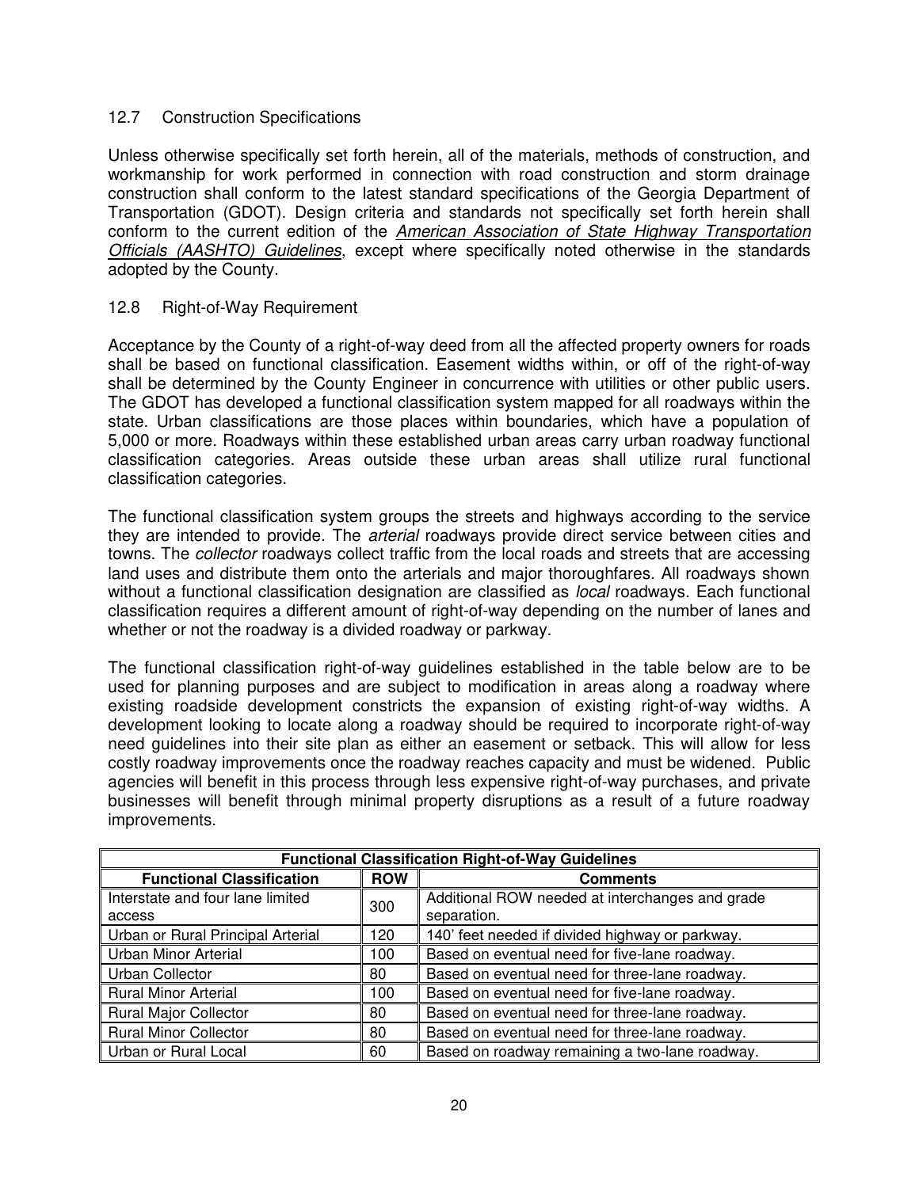### 12.7 Construction Specifications

Unless otherwise specifically set forth herein, all of the materials, methods of construction, and workmanship for work performed in connection with road construction and storm drainage construction shall conform to the latest standard specifications of the Georgia Department of Transportation (GDOT). Design criteria and standards not specifically set forth herein shall conform to the current edition of the *American Association of State Highway Transportation Officials (AASHTO) Guidelines*, except where specifically noted otherwise in the standards adopted by the County.

### 12.8 Right-of-Way Requirement

Acceptance by the County of a right-of-way deed from all the affected property owners for roads shall be based on functional classification. Easement widths within, or off of the right-of-way shall be determined by the County Engineer in concurrence with utilities or other public users. The GDOT has developed a functional classification system mapped for all roadways within the state. Urban classifications are those places within boundaries, which have a population of 5,000 or more. Roadways within these established urban areas carry urban roadway functional classification categories. Areas outside these urban areas shall utilize rural functional classification categories.

The functional classification system groups the streets and highways according to the service they are intended to provide. The *arterial* roadways provide direct service between cities and towns. The *collector* roadways collect traffic from the local roads and streets that are accessing land uses and distribute them onto the arterials and major thoroughfares. All roadways shown without a functional classification designation are classified as *local* roadways. Each functional classification requires a different amount of right-of-way depending on the number of lanes and whether or not the roadway is a divided roadway or parkway.

The functional classification right-of-way guidelines established in the table below are to be used for planning purposes and are subject to modification in areas along a roadway where existing roadside development constricts the expansion of existing right-of-way widths. A development looking to locate along a roadway should be required to incorporate right-of-way need guidelines into their site plan as either an easement or setback. This will allow for less costly roadway improvements once the roadway reaches capacity and must be widened. Public agencies will benefit in this process through less expensive right-of-way purchases, and private businesses will benefit through minimal property disruptions as a result of a future roadway improvements.

**Functional Classification Right-of-Way Guidelines**

| Functional Classification | ROW | Comments |
|---|---|---|
| Interstate and four lane limited access | 300 | Additional ROW needed at interchanges and grade separation. |
| Urban or Rural Principal Arterial | 120 | 140' feet needed if divided highway or parkway. |
| Urban Minor Arterial | 100 | Based on eventual need for five-lane roadway. |
| Urban Collector | 80 | Based on eventual need for three-lane roadway. |
| Rural Minor Arterial | 100 | Based on eventual need for five-lane roadway. |
| Rural Major Collector | 80 | Based on eventual need for three-lane roadway. |
| Rural Minor Collector | 80 | Based on eventual need for three-lane roadway. |
| Urban or Rural Local | 60 | Based on roadway remaining a two-lane roadway. |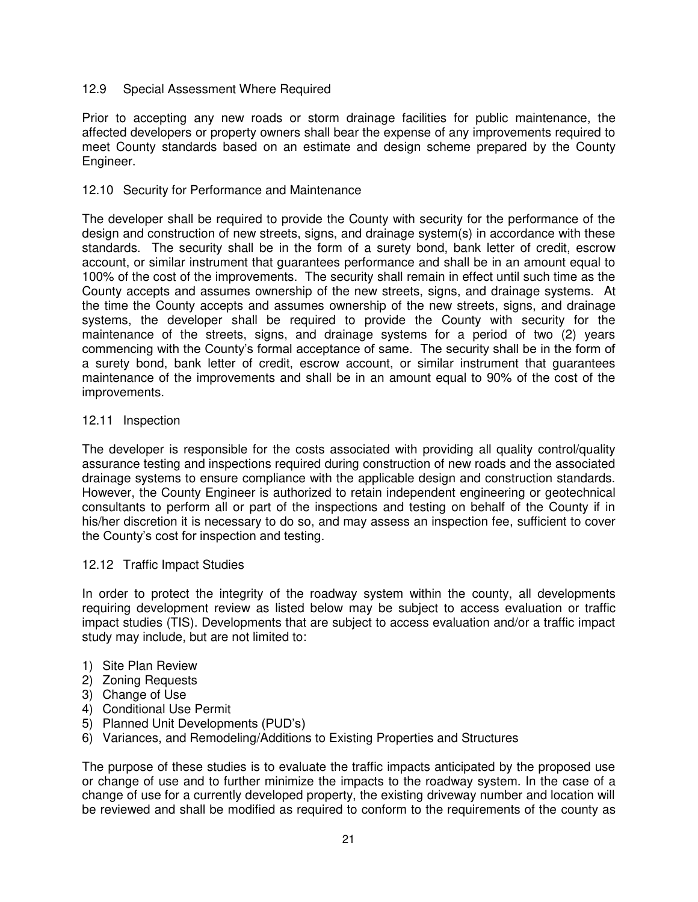### 12.9 Special Assessment Where Required

Prior to accepting any new roads or storm drainage facilities for public maintenance, the affected developers or property owners shall bear the expense of any improvements required to meet County standards based on an estimate and design scheme prepared by the County Engineer.

### 12.10 Security for Performance and Maintenance

The developer shall be required to provide the County with security for the performance of the design and construction of new streets, signs, and drainage system(s) in accordance with these standards. The security shall be in the form of a surety bond, bank letter of credit, escrow account, or similar instrument that guarantees performance and shall be in an amount equal to 100% of the cost of the improvements. The security shall remain in effect until such time as the County accepts and assumes ownership of the new streets, signs, and drainage systems. At the time the County accepts and assumes ownership of the new streets, signs, and drainage systems, the developer shall be required to provide the County with security for the maintenance of the streets, signs, and drainage systems for a period of two (2) years commencing with the County's formal acceptance of same. The security shall be in the form of a surety bond, bank letter of credit, escrow account, or similar instrument that guarantees maintenance of the improvements and shall be in an amount equal to 90% of the cost of the improvements.

### 12.11 Inspection

The developer is responsible for the costs associated with providing all quality control/quality assurance testing and inspections required during construction of new roads and the associated drainage systems to ensure compliance with the applicable design and construction standards. However, the County Engineer is authorized to retain independent engineering or geotechnical consultants to perform all or part of the inspections and testing on behalf of the County if in his/her discretion it is necessary to do so, and may assess an inspection fee, sufficient to cover the County's cost for inspection and testing.

### 12.12 Traffic Impact Studies

In order to protect the integrity of the roadway system within the county, all developments requiring development review as listed below may be subject to access evaluation or traffic impact studies (TIS). Developments that are subject to access evaluation and/or a traffic impact study may include, but are not limited to:

1) Site Plan Review
2) Zoning Requests
3) Change of Use
4) Conditional Use Permit
5) Planned Unit Developments (PUD's)
6) Variances, and Remodeling/Additions to Existing Properties and Structures

The purpose of these studies is to evaluate the traffic impacts anticipated by the proposed use or change of use and to further minimize the impacts to the roadway system. In the case of a change of use for a currently developed property, the existing driveway number and location will be reviewed and shall be modified as required to conform to the requirements of the county as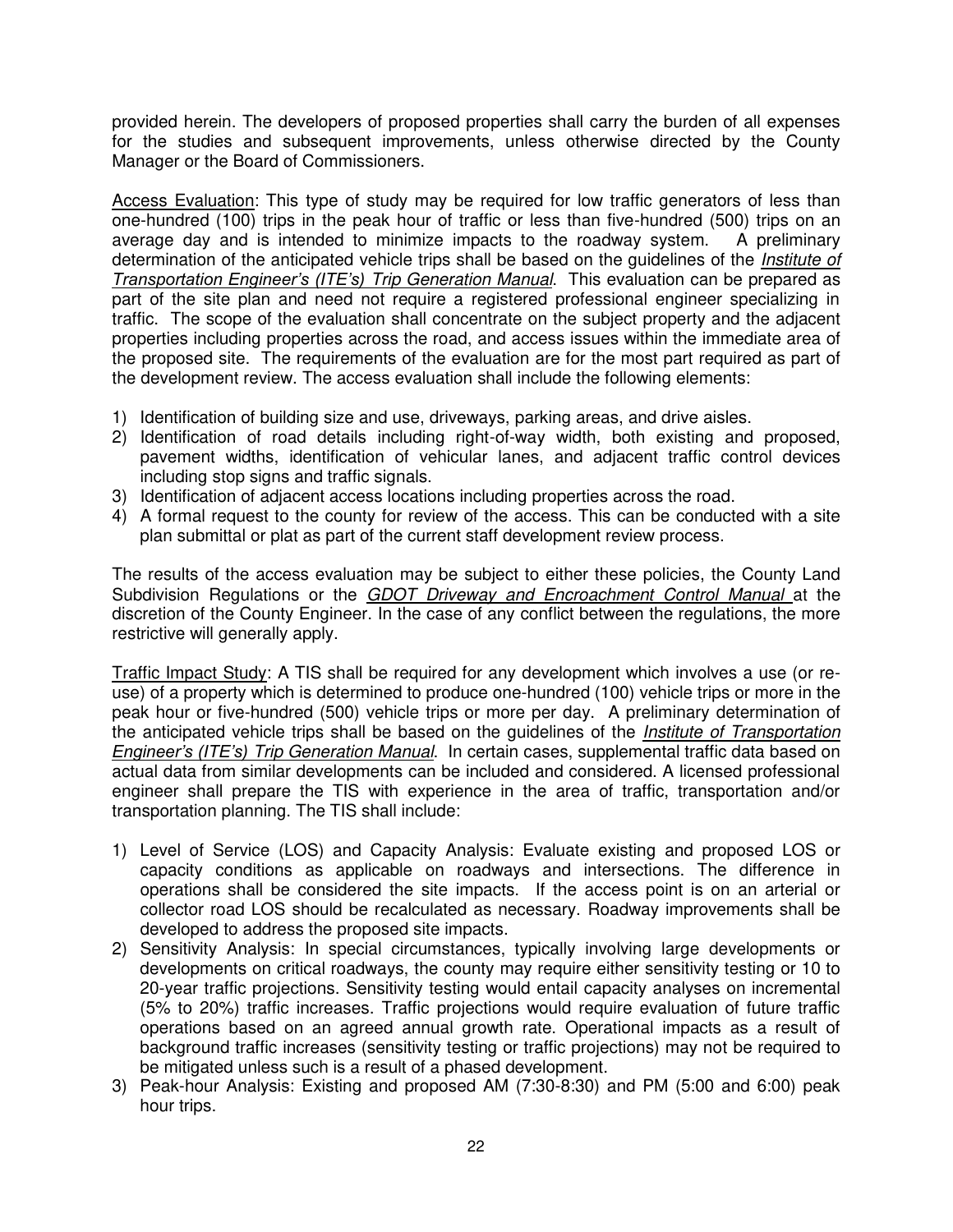provided herein. The developers of proposed properties shall carry the burden of all expenses for the studies and subsequent improvements, unless otherwise directed by the County Manager or the Board of Commissioners.

Access Evaluation: This type of study may be required for low traffic generators of less than one-hundred (100) trips in the peak hour of traffic or less than five-hundred (500) trips on an average day and is intended to minimize impacts to the roadway system. A preliminary determination of the anticipated vehicle trips shall be based on the guidelines of the *Institute of Transportation Engineer's (ITE's) Trip Generation Manual*. This evaluation can be prepared as part of the site plan and need not require a registered professional engineer specializing in traffic. The scope of the evaluation shall concentrate on the subject property and the adjacent properties including properties across the road, and access issues within the immediate area of the proposed site. The requirements of the evaluation are for the most part required as part of the development review. The access evaluation shall include the following elements:

1) Identification of building size and use, driveways, parking areas, and drive aisles.
2) Identification of road details including right-of-way width, both existing and proposed, pavement widths, identification of vehicular lanes, and adjacent traffic control devices including stop signs and traffic signals.
3) Identification of adjacent access locations including properties across the road.
4) A formal request to the county for review of the access. This can be conducted with a site plan submittal or plat as part of the current staff development review process.

The results of the access evaluation may be subject to either these policies, the County Land Subdivision Regulations or the *GDOT Driveway and Encroachment Control Manual* at the discretion of the County Engineer. In the case of any conflict between the regulations, the more restrictive will generally apply.

Traffic Impact Study: A TIS shall be required for any development which involves a use (or re-use) of a property which is determined to produce one-hundred (100) vehicle trips or more in the peak hour or five-hundred (500) vehicle trips or more per day. A preliminary determination of the anticipated vehicle trips shall be based on the guidelines of the *Institute of Transportation Engineer's (ITE's) Trip Generation Manual*. In certain cases, supplemental traffic data based on actual data from similar developments can be included and considered. A licensed professional engineer shall prepare the TIS with experience in the area of traffic, transportation and/or transportation planning. The TIS shall include:

1) Level of Service (LOS) and Capacity Analysis: Evaluate existing and proposed LOS or capacity conditions as applicable on roadways and intersections. The difference in operations shall be considered the site impacts. If the access point is on an arterial or collector road LOS should be recalculated as necessary. Roadway improvements shall be developed to address the proposed site impacts.
2) Sensitivity Analysis: In special circumstances, typically involving large developments or developments on critical roadways, the county may require either sensitivity testing or 10 to 20-year traffic projections. Sensitivity testing would entail capacity analyses on incremental (5% to 20%) traffic increases. Traffic projections would require evaluation of future traffic operations based on an agreed annual growth rate. Operational impacts as a result of background traffic increases (sensitivity testing or traffic projections) may not be required to be mitigated unless such is a result of a phased development.
3) Peak-hour Analysis: Existing and proposed AM (7:30-8:30) and PM (5:00 and 6:00) peak hour trips.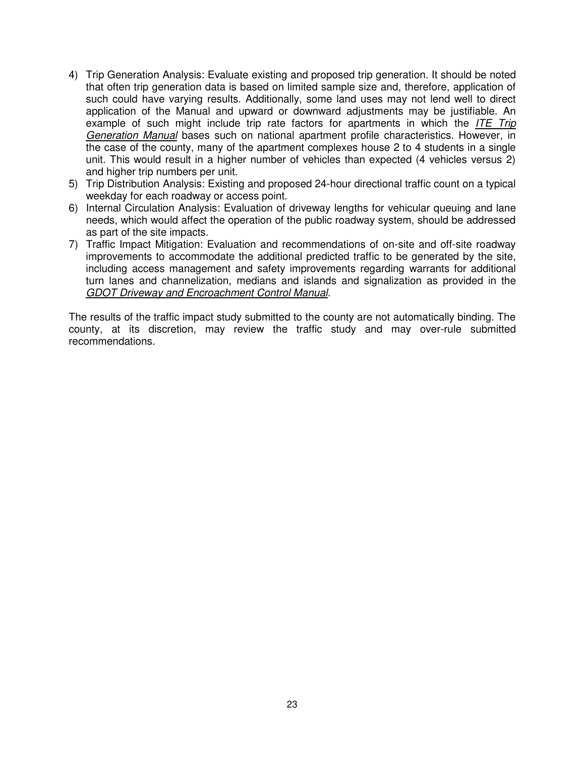4) Trip Generation Analysis: Evaluate existing and proposed trip generation. It should be noted that often trip generation data is based on limited sample size and, therefore, application of such could have varying results. Additionally, some land uses may not lend well to direct application of the Manual and upward or downward adjustments may be justifiable. An example of such might include trip rate factors for apartments in which the *ITE Trip Generation Manual* bases such on national apartment profile characteristics. However, in the case of the county, many of the apartment complexes house 2 to 4 students in a single unit. This would result in a higher number of vehicles than expected (4 vehicles versus 2) and higher trip numbers per unit.
5) Trip Distribution Analysis: Existing and proposed 24-hour directional traffic count on a typical weekday for each roadway or access point.
6) Internal Circulation Analysis: Evaluation of driveway lengths for vehicular queuing and lane needs, which would affect the operation of the public roadway system, should be addressed as part of the site impacts.
7) Traffic Impact Mitigation: Evaluation and recommendations of on-site and off-site roadway improvements to accommodate the additional predicted traffic to be generated by the site, including access management and safety improvements regarding warrants for additional turn lanes and channelization, medians and islands and signalization as provided in the *GDOT Driveway and Encroachment Control Manual*.

The results of the traffic impact study submitted to the county are not automatically binding. The county, at its discretion, may review the traffic study and may over-rule submitted recommendations.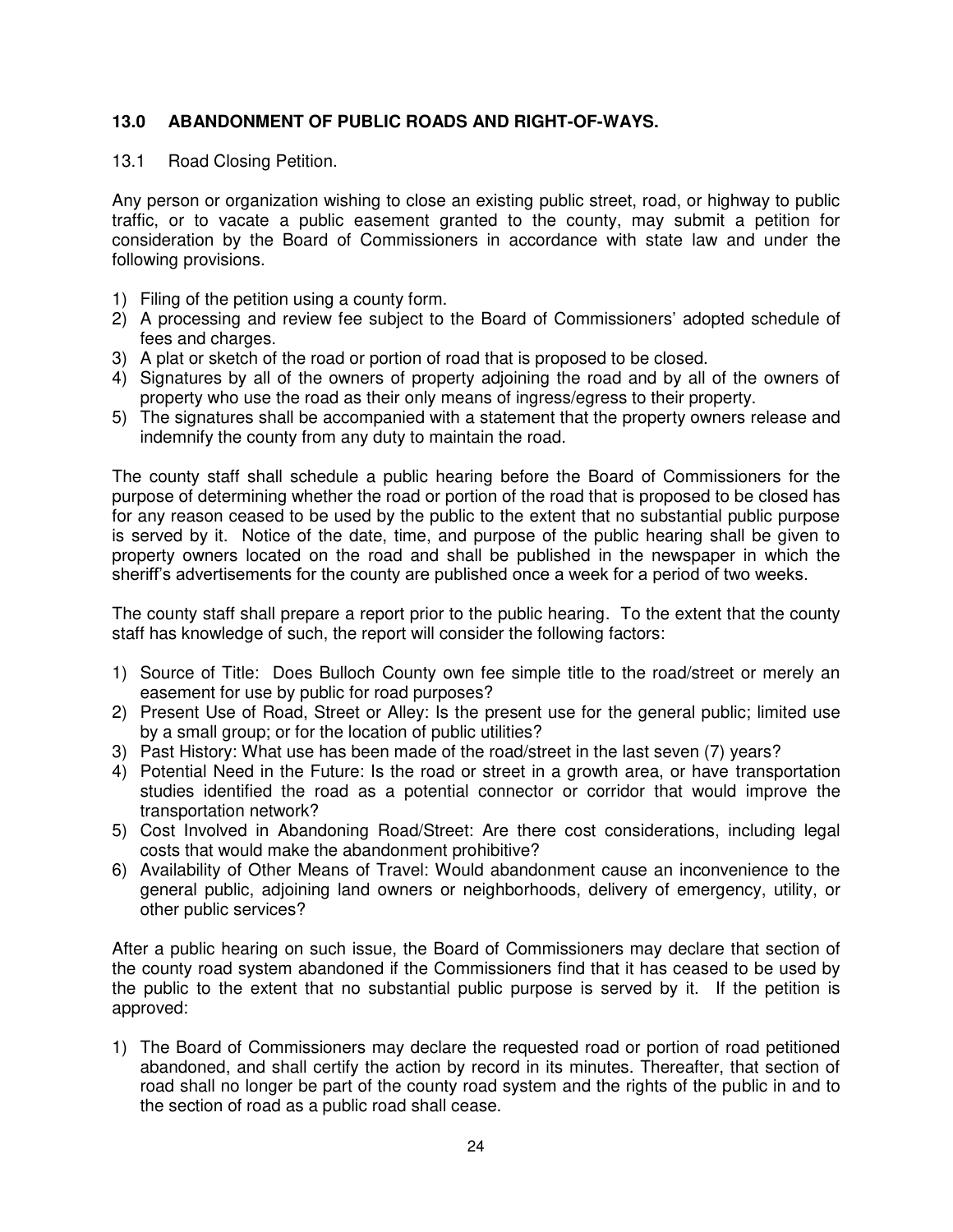## 13.0 ABANDONMENT OF PUBLIC ROADS AND RIGHT-OF-WAYS.

### 13.1 Road Closing Petition.

Any person or organization wishing to close an existing public street, road, or highway to public traffic, or to vacate a public easement granted to the county, may submit a petition for consideration by the Board of Commissioners in accordance with state law and under the following provisions.

1) Filing of the petition using a county form.
2) A processing and review fee subject to the Board of Commissioners' adopted schedule of fees and charges.
3) A plat or sketch of the road or portion of road that is proposed to be closed.
4) Signatures by all of the owners of property adjoining the road and by all of the owners of property who use the road as their only means of ingress/egress to their property.
5) The signatures shall be accompanied with a statement that the property owners release and indemnify the county from any duty to maintain the road.

The county staff shall schedule a public hearing before the Board of Commissioners for the purpose of determining whether the road or portion of the road that is proposed to be closed has for any reason ceased to be used by the public to the extent that no substantial public purpose is served by it. Notice of the date, time, and purpose of the public hearing shall be given to property owners located on the road and shall be published in the newspaper in which the sheriff's advertisements for the county are published once a week for a period of two weeks.

The county staff shall prepare a report prior to the public hearing. To the extent that the county staff has knowledge of such, the report will consider the following factors:

1) Source of Title: Does Bulloch County own fee simple title to the road/street or merely an easement for use by public for road purposes?
2) Present Use of Road, Street or Alley: Is the present use for the general public; limited use by a small group; or for the location of public utilities?
3) Past History: What use has been made of the road/street in the last seven (7) years?
4) Potential Need in the Future: Is the road or street in a growth area, or have transportation studies identified the road as a potential connector or corridor that would improve the transportation network?
5) Cost Involved in Abandoning Road/Street: Are there cost considerations, including legal costs that would make the abandonment prohibitive?
6) Availability of Other Means of Travel: Would abandonment cause an inconvenience to the general public, adjoining land owners or neighborhoods, delivery of emergency, utility, or other public services?

After a public hearing on such issue, the Board of Commissioners may declare that section of the county road system abandoned if the Commissioners find that it has ceased to be used by the public to the extent that no substantial public purpose is served by it. If the petition is approved:

1) The Board of Commissioners may declare the requested road or portion of road petitioned abandoned, and shall certify the action by record in its minutes. Thereafter, that section of road shall no longer be part of the county road system and the rights of the public in and to the section of road as a public road shall cease.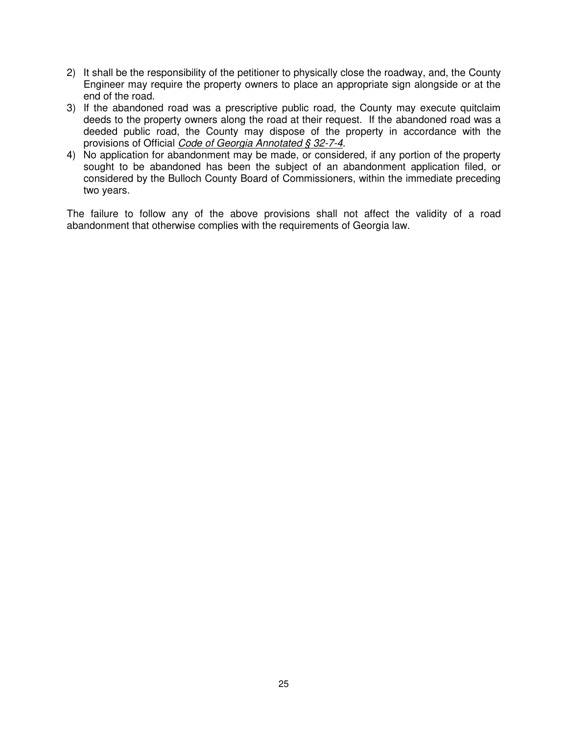2) It shall be the responsibility of the petitioner to physically close the roadway, and, the County Engineer may require the property owners to place an appropriate sign alongside or at the end of the road.
3) If the abandoned road was a prescriptive public road, the County may execute quitclaim deeds to the property owners along the road at their request. If the abandoned road was a deeded public road, the County may dispose of the property in accordance with the provisions of Official *Code of Georgia Annotated § 32-7-4*.
4) No application for abandonment may be made, or considered, if any portion of the property sought to be abandoned has been the subject of an abandonment application filed, or considered by the Bulloch County Board of Commissioners, within the immediate preceding two years.

The failure to follow any of the above provisions shall not affect the validity of a road abandonment that otherwise complies with the requirements of Georgia law.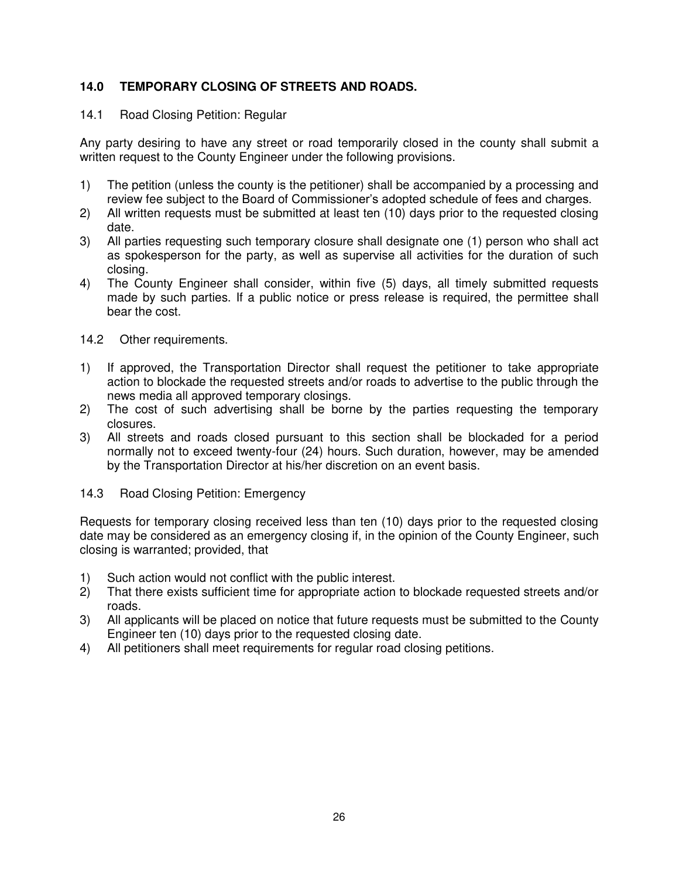## 14.0 TEMPORARY CLOSING OF STREETS AND ROADS.

### 14.1 Road Closing Petition: Regular

Any party desiring to have any street or road temporarily closed in the county shall submit a written request to the County Engineer under the following provisions.

1) The petition (unless the county is the petitioner) shall be accompanied by a processing and review fee subject to the Board of Commissioner's adopted schedule of fees and charges.
2) All written requests must be submitted at least ten (10) days prior to the requested closing date.
3) All parties requesting such temporary closure shall designate one (1) person who shall act as spokesperson for the party, as well as supervise all activities for the duration of such closing.
4) The County Engineer shall consider, within five (5) days, all timely submitted requests made by such parties. If a public notice or press release is required, the permittee shall bear the cost.

### 14.2 Other requirements.

1) If approved, the Transportation Director shall request the petitioner to take appropriate action to blockade the requested streets and/or roads to advertise to the public through the news media all approved temporary closings.
2) The cost of such advertising shall be borne by the parties requesting the temporary closures.
3) All streets and roads closed pursuant to this section shall be blockaded for a period normally not to exceed twenty-four (24) hours. Such duration, however, may be amended by the Transportation Director at his/her discretion on an event basis.

### 14.3 Road Closing Petition: Emergency

Requests for temporary closing received less than ten (10) days prior to the requested closing date may be considered as an emergency closing if, in the opinion of the County Engineer, such closing is warranted; provided, that

1) Such action would not conflict with the public interest.
2) That there exists sufficient time for appropriate action to blockade requested streets and/or roads.
3) All applicants will be placed on notice that future requests must be submitted to the County Engineer ten (10) days prior to the requested closing date.
4) All petitioners shall meet requirements for regular road closing petitions.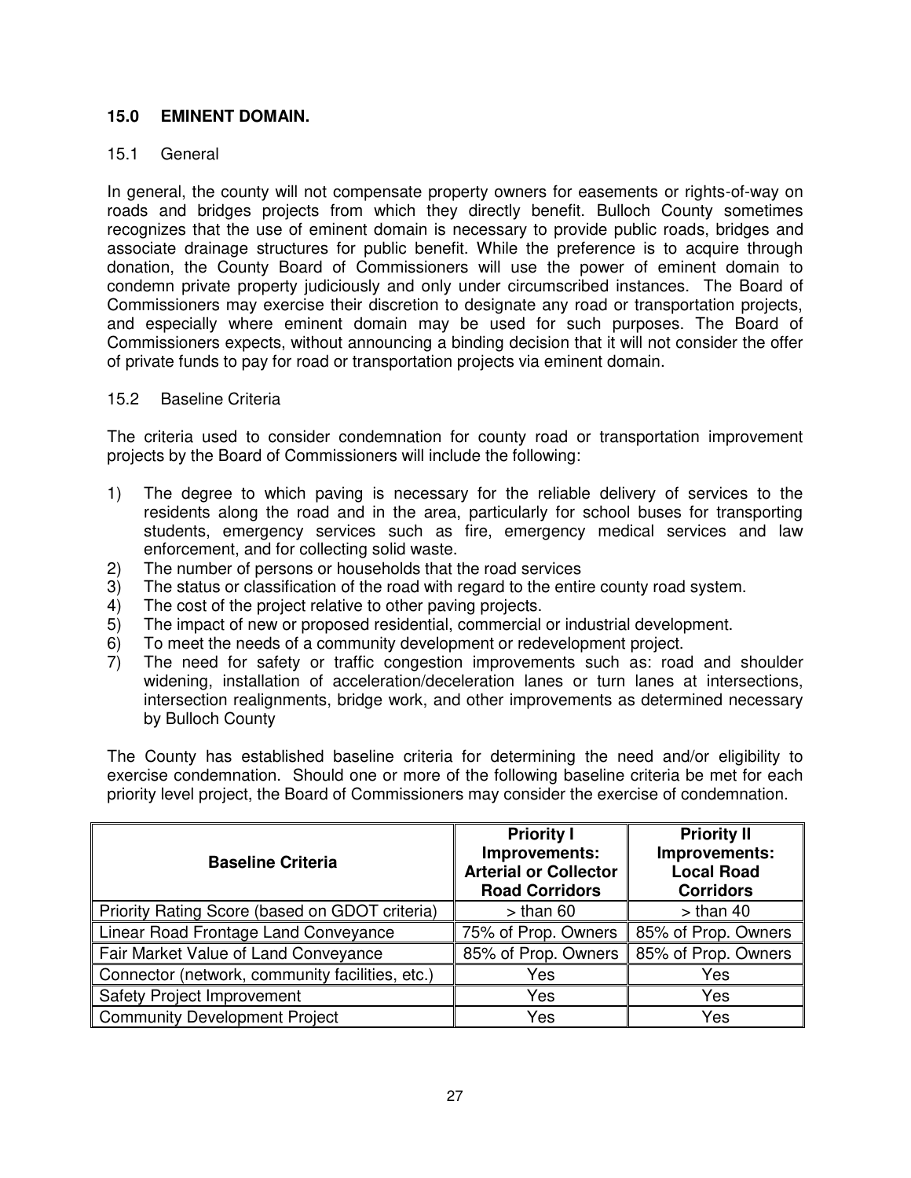## 15.0 EMINENT DOMAIN.

### 15.1 General

In general, the county will not compensate property owners for easements or rights-of-way on roads and bridges projects from which they directly benefit. Bulloch County sometimes recognizes that the use of eminent domain is necessary to provide public roads, bridges and associate drainage structures for public benefit. While the preference is to acquire through donation, the County Board of Commissioners will use the power of eminent domain to condemn private property judiciously and only under circumscribed instances. The Board of Commissioners may exercise their discretion to designate any road or transportation projects, and especially where eminent domain may be used for such purposes. The Board of Commissioners expects, without announcing a binding decision that it will not consider the offer of private funds to pay for road or transportation projects via eminent domain.

### 15.2 Baseline Criteria

The criteria used to consider condemnation for county road or transportation improvement projects by the Board of Commissioners will include the following:

1) The degree to which paving is necessary for the reliable delivery of services to the residents along the road and in the area, particularly for school buses for transporting students, emergency services such as fire, emergency medical services and law enforcement, and for collecting solid waste.
2) The number of persons or households that the road services
3) The status or classification of the road with regard to the entire county road system.
4) The cost of the project relative to other paving projects.
5) The impact of new or proposed residential, commercial or industrial development.
6) To meet the needs of a community development or redevelopment project.
7) The need for safety or traffic congestion improvements such as: road and shoulder widening, installation of acceleration/deceleration lanes or turn lanes at intersections, intersection realignments, bridge work, and other improvements as determined necessary by Bulloch County

The County has established baseline criteria for determining the need and/or eligibility to exercise condemnation. Should one or more of the following baseline criteria be met for each priority level project, the Board of Commissioners may consider the exercise of condemnation.

| Baseline Criteria | Priority I Improvements: Arterial or Collector Road Corridors | Priority II Improvements: Local Road Corridors |
|---|---|---|
| Priority Rating Score (based on GDOT criteria) | > than 60 | > than 40 |
| Linear Road Frontage Land Conveyance | 75% of Prop. Owners | 85% of Prop. Owners |
| Fair Market Value of Land Conveyance | 85% of Prop. Owners | 85% of Prop. Owners |
| Connector (network, community facilities, etc.) | Yes | Yes |
| Safety Project Improvement | Yes | Yes |
| Community Development Project | Yes | Yes |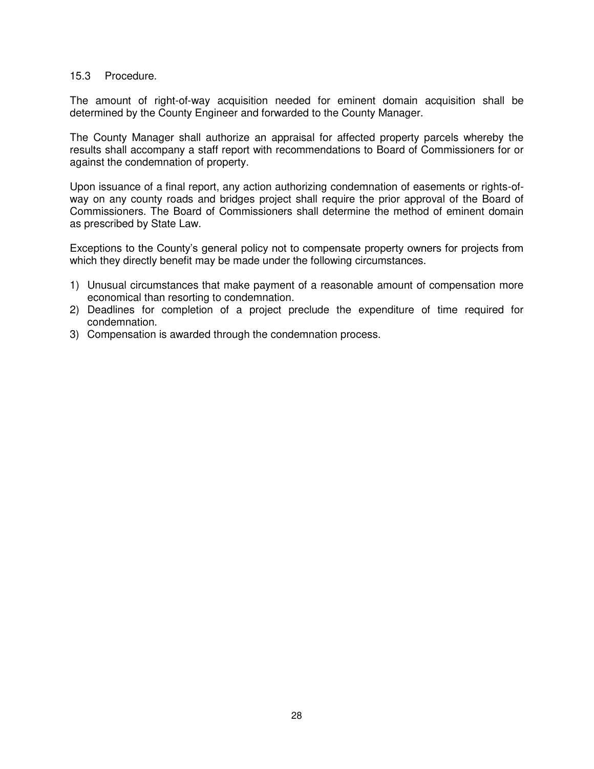## 15.3 Procedure.

The amount of right-of-way acquisition needed for eminent domain acquisition shall be determined by the County Engineer and forwarded to the County Manager.

The County Manager shall authorize an appraisal for affected property parcels whereby the results shall accompany a staff report with recommendations to Board of Commissioners for or against the condemnation of property.

Upon issuance of a final report, any action authorizing condemnation of easements or rights-of-way on any county roads and bridges project shall require the prior approval of the Board of Commissioners. The Board of Commissioners shall determine the method of eminent domain as prescribed by State Law.

Exceptions to the County's general policy not to compensate property owners for projects from which they directly benefit may be made under the following circumstances.

1) Unusual circumstances that make payment of a reasonable amount of compensation more economical than resorting to condemnation.
2) Deadlines for completion of a project preclude the expenditure of time required for condemnation.
3) Compensation is awarded through the condemnation process.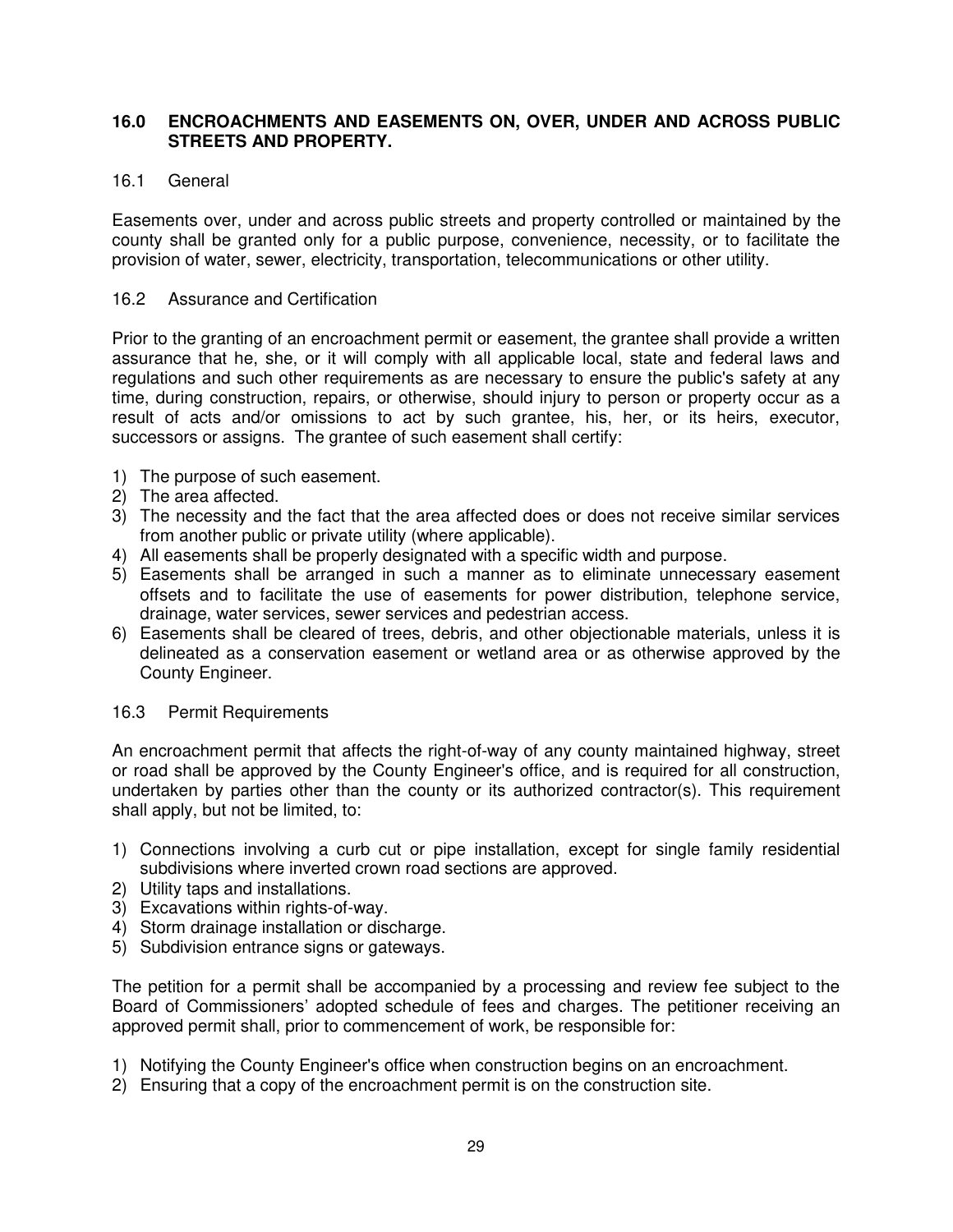## 16.0 ENCROACHMENTS AND EASEMENTS ON, OVER, UNDER AND ACROSS PUBLIC STREETS AND PROPERTY.

### 16.1 General

Easements over, under and across public streets and property controlled or maintained by the county shall be granted only for a public purpose, convenience, necessity, or to facilitate the provision of water, sewer, electricity, transportation, telecommunications or other utility.

### 16.2 Assurance and Certification

Prior to the granting of an encroachment permit or easement, the grantee shall provide a written assurance that he, she, or it will comply with all applicable local, state and federal laws and regulations and such other requirements as are necessary to ensure the public's safety at any time, during construction, repairs, or otherwise, should injury to person or property occur as a result of acts and/or omissions to act by such grantee, his, her, or its heirs, executor, successors or assigns. The grantee of such easement shall certify:

1) The purpose of such easement.
2) The area affected.
3) The necessity and the fact that the area affected does or does not receive similar services from another public or private utility (where applicable).
4) All easements shall be properly designated with a specific width and purpose.
5) Easements shall be arranged in such a manner as to eliminate unnecessary easement offsets and to facilitate the use of easements for power distribution, telephone service, drainage, water services, sewer services and pedestrian access.
6) Easements shall be cleared of trees, debris, and other objectionable materials, unless it is delineated as a conservation easement or wetland area or as otherwise approved by the County Engineer.

### 16.3 Permit Requirements

An encroachment permit that affects the right-of-way of any county maintained highway, street or road shall be approved by the County Engineer's office, and is required for all construction, undertaken by parties other than the county or its authorized contractor(s). This requirement shall apply, but not be limited, to:

1) Connections involving a curb cut or pipe installation, except for single family residential subdivisions where inverted crown road sections are approved.
2) Utility taps and installations.
3) Excavations within rights-of-way.
4) Storm drainage installation or discharge.
5) Subdivision entrance signs or gateways.

The petition for a permit shall be accompanied by a processing and review fee subject to the Board of Commissioners' adopted schedule of fees and charges. The petitioner receiving an approved permit shall, prior to commencement of work, be responsible for:

1) Notifying the County Engineer's office when construction begins on an encroachment.
2) Ensuring that a copy of the encroachment permit is on the construction site.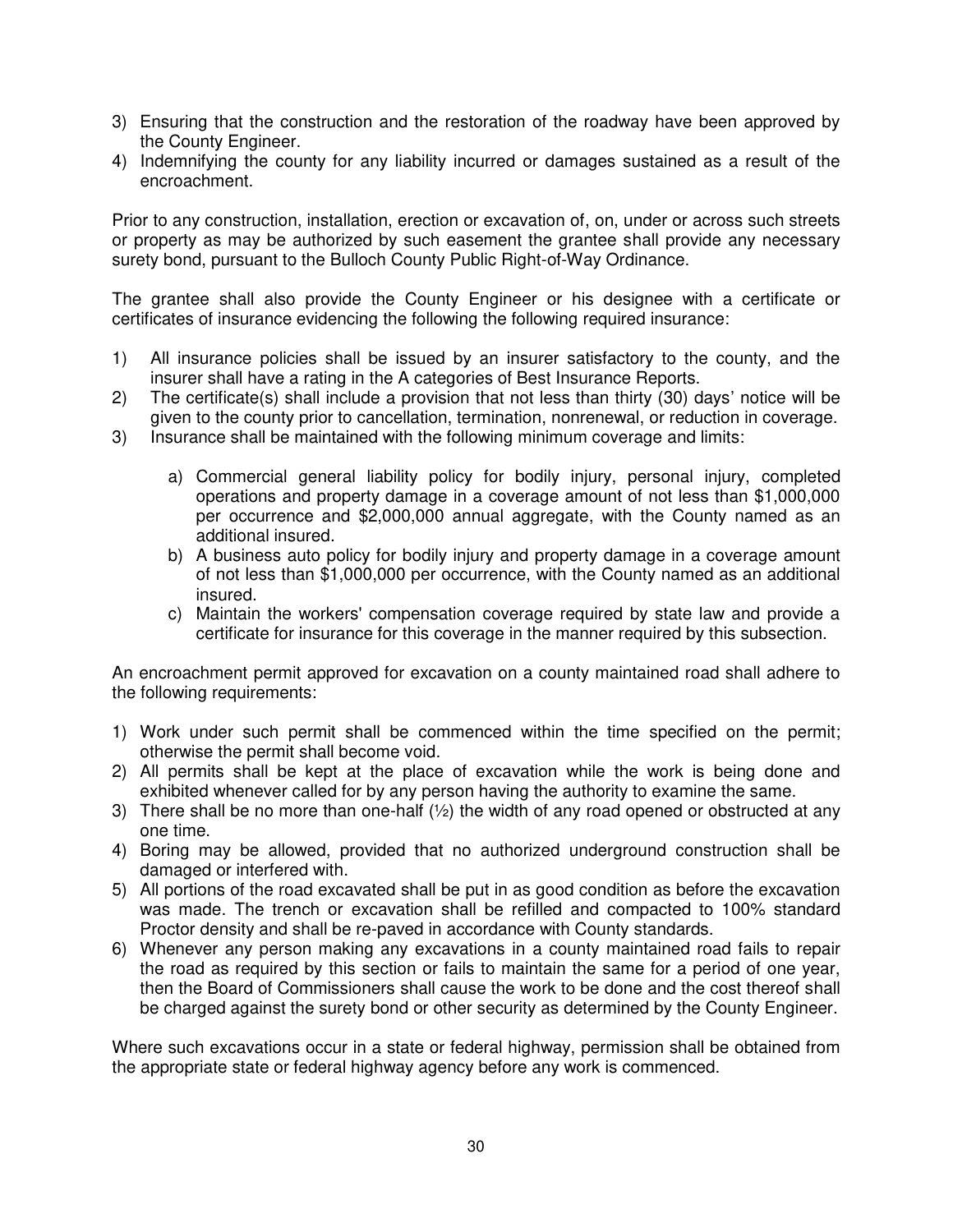3) Ensuring that the construction and the restoration of the roadway have been approved by the County Engineer.
4) Indemnifying the county for any liability incurred or damages sustained as a result of the encroachment.

Prior to any construction, installation, erection or excavation of, on, under or across such streets or property as may be authorized by such easement the grantee shall provide any necessary surety bond, pursuant to the Bulloch County Public Right-of-Way Ordinance.

The grantee shall also provide the County Engineer or his designee with a certificate or certificates of insurance evidencing the following the following required insurance:

1) All insurance policies shall be issued by an insurer satisfactory to the county, and the insurer shall have a rating in the A categories of Best Insurance Reports.
2) The certificate(s) shall include a provision that not less than thirty (30) days' notice will be given to the county prior to cancellation, termination, nonrenewal, or reduction in coverage.
3) Insurance shall be maintained with the following minimum coverage and limits:

    a) Commercial general liability policy for bodily injury, personal injury, completed operations and property damage in a coverage amount of not less than $1,000,000 per occurrence and $2,000,000 annual aggregate, with the County named as an additional insured.
    b) A business auto policy for bodily injury and property damage in a coverage amount of not less than $1,000,000 per occurrence, with the County named as an additional insured.
    c) Maintain the workers' compensation coverage required by state law and provide a certificate for insurance for this coverage in the manner required by this subsection.

An encroachment permit approved for excavation on a county maintained road shall adhere to the following requirements:

1) Work under such permit shall be commenced within the time specified on the permit; otherwise the permit shall become void.
2) All permits shall be kept at the place of excavation while the work is being done and exhibited whenever called for by any person having the authority to examine the same.
3) There shall be no more than one-half (½) the width of any road opened or obstructed at any one time.
4) Boring may be allowed, provided that no authorized underground construction shall be damaged or interfered with.
5) All portions of the road excavated shall be put in as good condition as before the excavation was made. The trench or excavation shall be refilled and compacted to 100% standard Proctor density and shall be re-paved in accordance with County standards.
6) Whenever any person making any excavations in a county maintained road fails to repair the road as required by this section or fails to maintain the same for a period of one year, then the Board of Commissioners shall cause the work to be done and the cost thereof shall be charged against the surety bond or other security as determined by the County Engineer.

Where such excavations occur in a state or federal highway, permission shall be obtained from the appropriate state or federal highway agency before any work is commenced.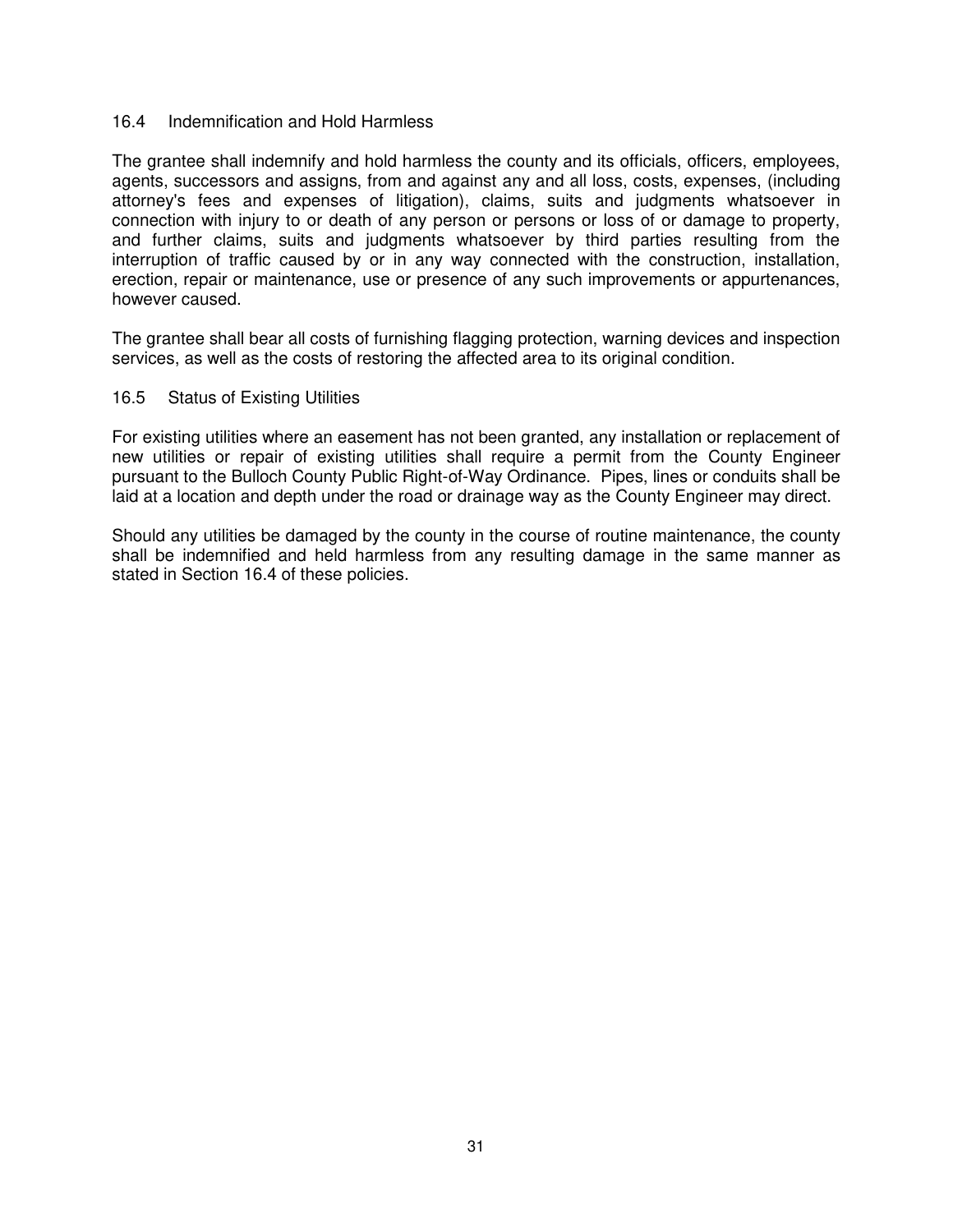### 16.4 Indemnification and Hold Harmless

The grantee shall indemnify and hold harmless the county and its officials, officers, employees, agents, successors and assigns, from and against any and all loss, costs, expenses, (including attorney's fees and expenses of litigation), claims, suits and judgments whatsoever in connection with injury to or death of any person or persons or loss of or damage to property, and further claims, suits and judgments whatsoever by third parties resulting from the interruption of traffic caused by or in any way connected with the construction, installation, erection, repair or maintenance, use or presence of any such improvements or appurtenances, however caused.

The grantee shall bear all costs of furnishing flagging protection, warning devices and inspection services, as well as the costs of restoring the affected area to its original condition.

### 16.5 Status of Existing Utilities

For existing utilities where an easement has not been granted, any installation or replacement of new utilities or repair of existing utilities shall require a permit from the County Engineer pursuant to the Bulloch County Public Right-of-Way Ordinance. Pipes, lines or conduits shall be laid at a location and depth under the road or drainage way as the County Engineer may direct.

Should any utilities be damaged by the county in the course of routine maintenance, the county shall be indemnified and held harmless from any resulting damage in the same manner as stated in Section 16.4 of these policies.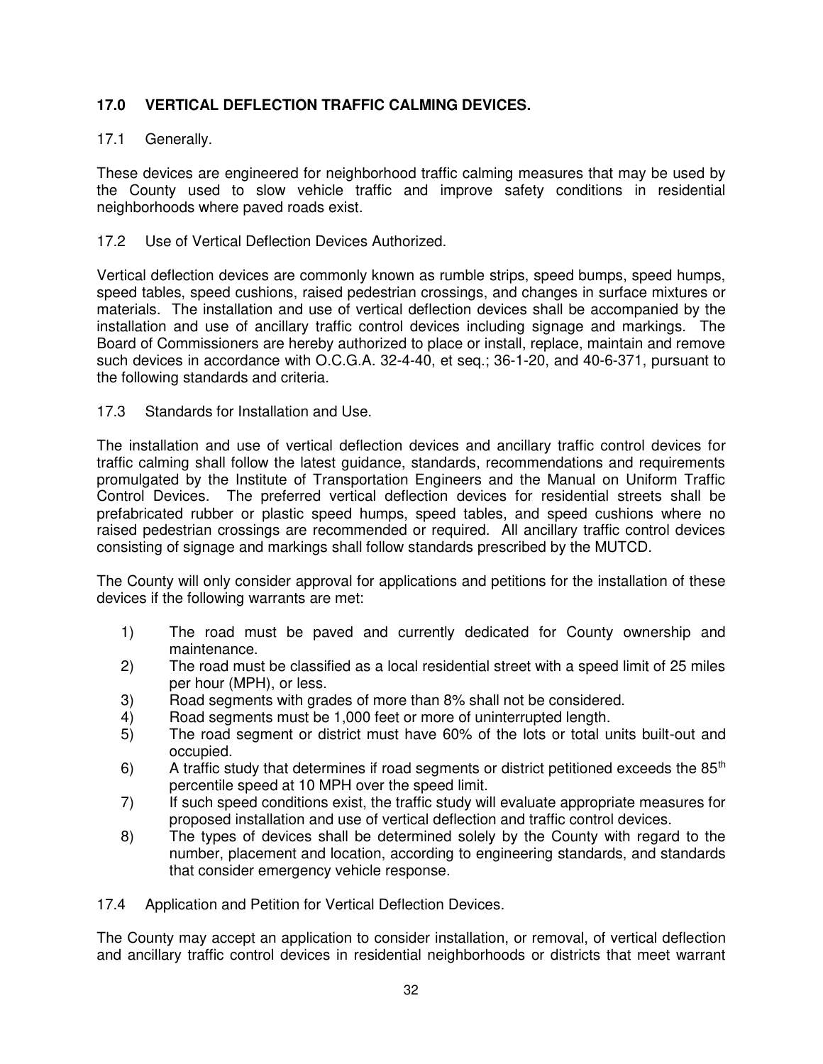## 17.0 VERTICAL DEFLECTION TRAFFIC CALMING DEVICES.

17.1 Generally.

These devices are engineered for neighborhood traffic calming measures that may be used by the County used to slow vehicle traffic and improve safety conditions in residential neighborhoods where paved roads exist.

17.2 Use of Vertical Deflection Devices Authorized.

Vertical deflection devices are commonly known as rumble strips, speed bumps, speed humps, speed tables, speed cushions, raised pedestrian crossings, and changes in surface mixtures or materials. The installation and use of vertical deflection devices shall be accompanied by the installation and use of ancillary traffic control devices including signage and markings. The Board of Commissioners are hereby authorized to place or install, replace, maintain and remove such devices in accordance with O.C.G.A. 32-4-40, et seq.; 36-1-20, and 40-6-371, pursuant to the following standards and criteria.

17.3 Standards for Installation and Use.

The installation and use of vertical deflection devices and ancillary traffic control devices for traffic calming shall follow the latest guidance, standards, recommendations and requirements promulgated by the Institute of Transportation Engineers and the Manual on Uniform Traffic Control Devices. The preferred vertical deflection devices for residential streets shall be prefabricated rubber or plastic speed humps, speed tables, and speed cushions where no raised pedestrian crossings are recommended or required. All ancillary traffic control devices consisting of signage and markings shall follow standards prescribed by the MUTCD.

The County will only consider approval for applications and petitions for the installation of these devices if the following warrants are met:

1) The road must be paved and currently dedicated for County ownership and maintenance.
2) The road must be classified as a local residential street with a speed limit of 25 miles per hour (MPH), or less.
3) Road segments with grades of more than 8% shall not be considered.
4) Road segments must be 1,000 feet or more of uninterrupted length.
5) The road segment or district must have 60% of the lots or total units built-out and occupied.
6) A traffic study that determines if road segments or district petitioned exceeds the 85th percentile speed at 10 MPH over the speed limit.
7) If such speed conditions exist, the traffic study will evaluate appropriate measures for proposed installation and use of vertical deflection and traffic control devices.
8) The types of devices shall be determined solely by the County with regard to the number, placement and location, according to engineering standards, and standards that consider emergency vehicle response.

17.4 Application and Petition for Vertical Deflection Devices.

The County may accept an application to consider installation, or removal, of vertical deflection and ancillary traffic control devices in residential neighborhoods or districts that meet warrant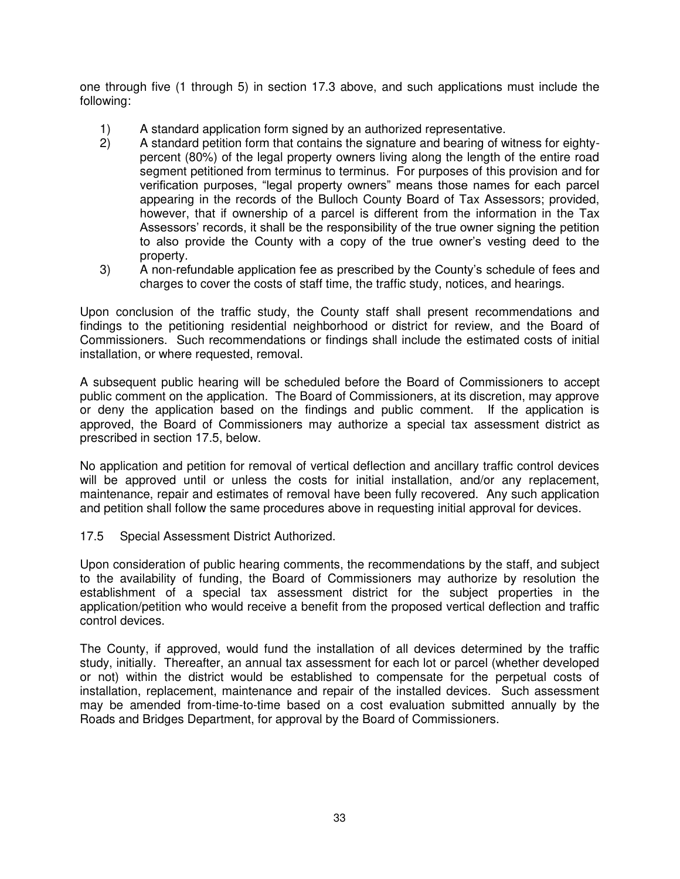one through five (1 through 5) in section 17.3 above, and such applications must include the following:

1) A standard application form signed by an authorized representative.
2) A standard petition form that contains the signature and bearing of witness for eighty-percent (80%) of the legal property owners living along the length of the entire road segment petitioned from terminus to terminus. For purposes of this provision and for verification purposes, "legal property owners" means those names for each parcel appearing in the records of the Bulloch County Board of Tax Assessors; provided, however, that if ownership of a parcel is different from the information in the Tax Assessors' records, it shall be the responsibility of the true owner signing the petition to also provide the County with a copy of the true owner's vesting deed to the property.
3) A non-refundable application fee as prescribed by the County's schedule of fees and charges to cover the costs of staff time, the traffic study, notices, and hearings.

Upon conclusion of the traffic study, the County staff shall present recommendations and findings to the petitioning residential neighborhood or district for review, and the Board of Commissioners. Such recommendations or findings shall include the estimated costs of initial installation, or where requested, removal.

A subsequent public hearing will be scheduled before the Board of Commissioners to accept public comment on the application. The Board of Commissioners, at its discretion, may approve or deny the application based on the findings and public comment. If the application is approved, the Board of Commissioners may authorize a special tax assessment district as prescribed in section 17.5, below.

No application and petition for removal of vertical deflection and ancillary traffic control devices will be approved until or unless the costs for initial installation, and/or any replacement, maintenance, repair and estimates of removal have been fully recovered. Any such application and petition shall follow the same procedures above in requesting initial approval for devices.

17.5 Special Assessment District Authorized.

Upon consideration of public hearing comments, the recommendations by the staff, and subject to the availability of funding, the Board of Commissioners may authorize by resolution the establishment of a special tax assessment district for the subject properties in the application/petition who would receive a benefit from the proposed vertical deflection and traffic control devices.

The County, if approved, would fund the installation of all devices determined by the traffic study, initially. Thereafter, an annual tax assessment for each lot or parcel (whether developed or not) within the district would be established to compensate for the perpetual costs of installation, replacement, maintenance and repair of the installed devices. Such assessment may be amended from-time-to-time based on a cost evaluation submitted annually by the Roads and Bridges Department, for approval by the Board of Commissioners.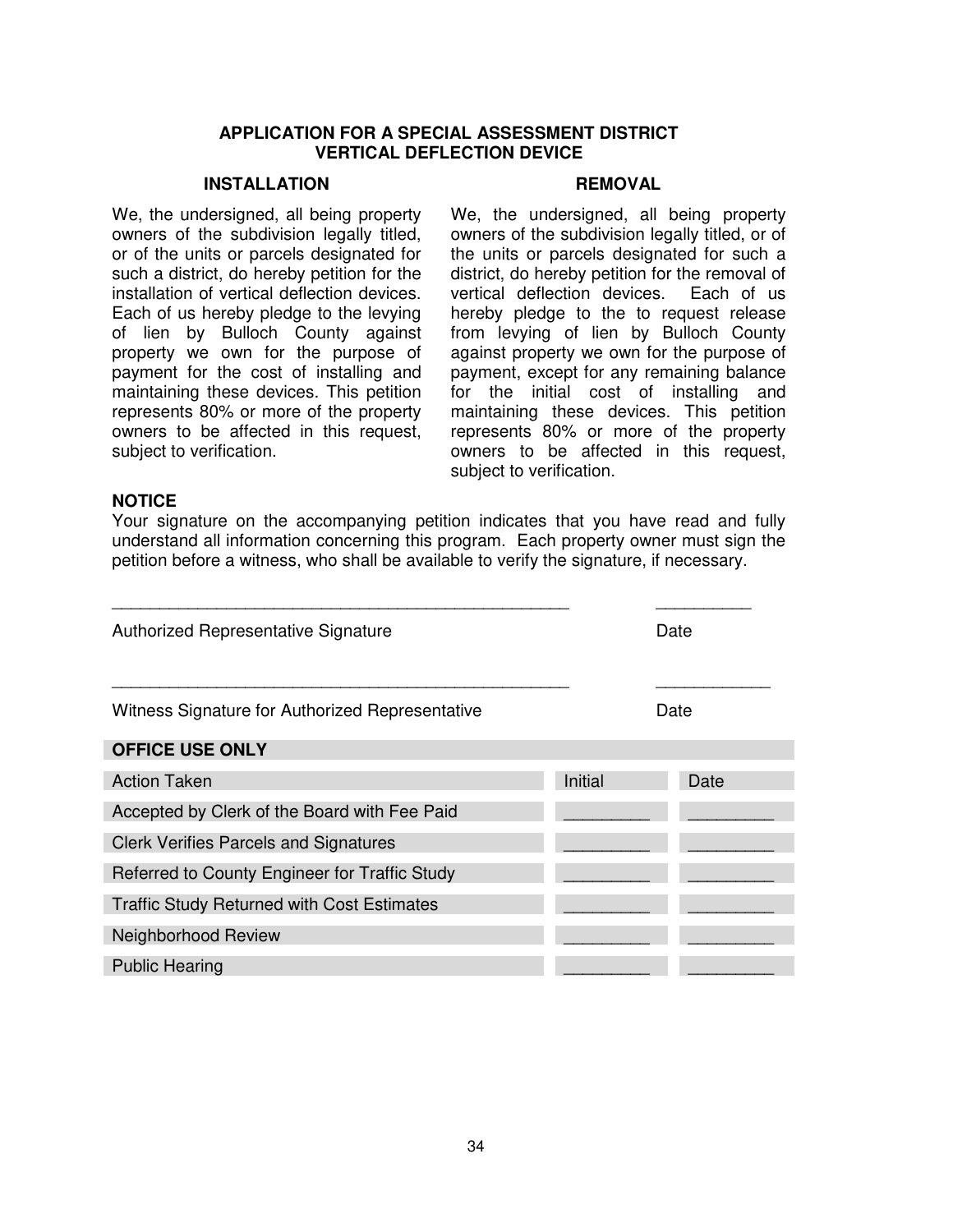## APPLICATION FOR A SPECIAL ASSESSMENT DISTRICT VERTICAL DEFLECTION DEVICE

### INSTALLATION

We, the undersigned, all being property owners of the subdivision legally titled, or of the units or parcels designated for such a district, do hereby petition for the installation of vertical deflection devices. Each of us hereby pledge to the levying of lien by Bulloch County against property we own for the purpose of payment for the cost of installing and maintaining these devices. This petition represents 80% or more of the property owners to be affected in this request, subject to verification.

### REMOVAL

We, the undersigned, all being property owners of the subdivision legally titled, or of the units or parcels designated for such a district, do hereby petition for the removal of vertical deflection devices. Each of us hereby pledge to the to request release from levying of lien by Bulloch County against property we own for the purpose of payment, except for any remaining balance for the initial cost of installing and maintaining these devices. This petition represents 80% or more of the property owners to be affected in this request, subject to verification.

**NOTICE**

Your signature on the accompanying petition indicates that you have read and fully understand all information concerning this program. Each property owner must sign the petition before a witness, who shall be available to verify the signature, if necessary.

__________________________________________________ __________

Authorized Representative Signature Date

__________________________________________________ ____________

Witness Signature for Authorized Representative Date

| OFFICE USE ONLY | | |
|---|---|---|
| Action Taken | Initial | Date |
| Accepted by Clerk of the Board with Fee Paid | _________ | _________ |
| Clerk Verifies Parcels and Signatures | _________ | _________ |
| Referred to County Engineer for Traffic Study | _________ | _________ |
| Traffic Study Returned with Cost Estimates | _________ | _________ |
| Neighborhood Review | _________ | _________ |
| Public Hearing | _________ | _________ |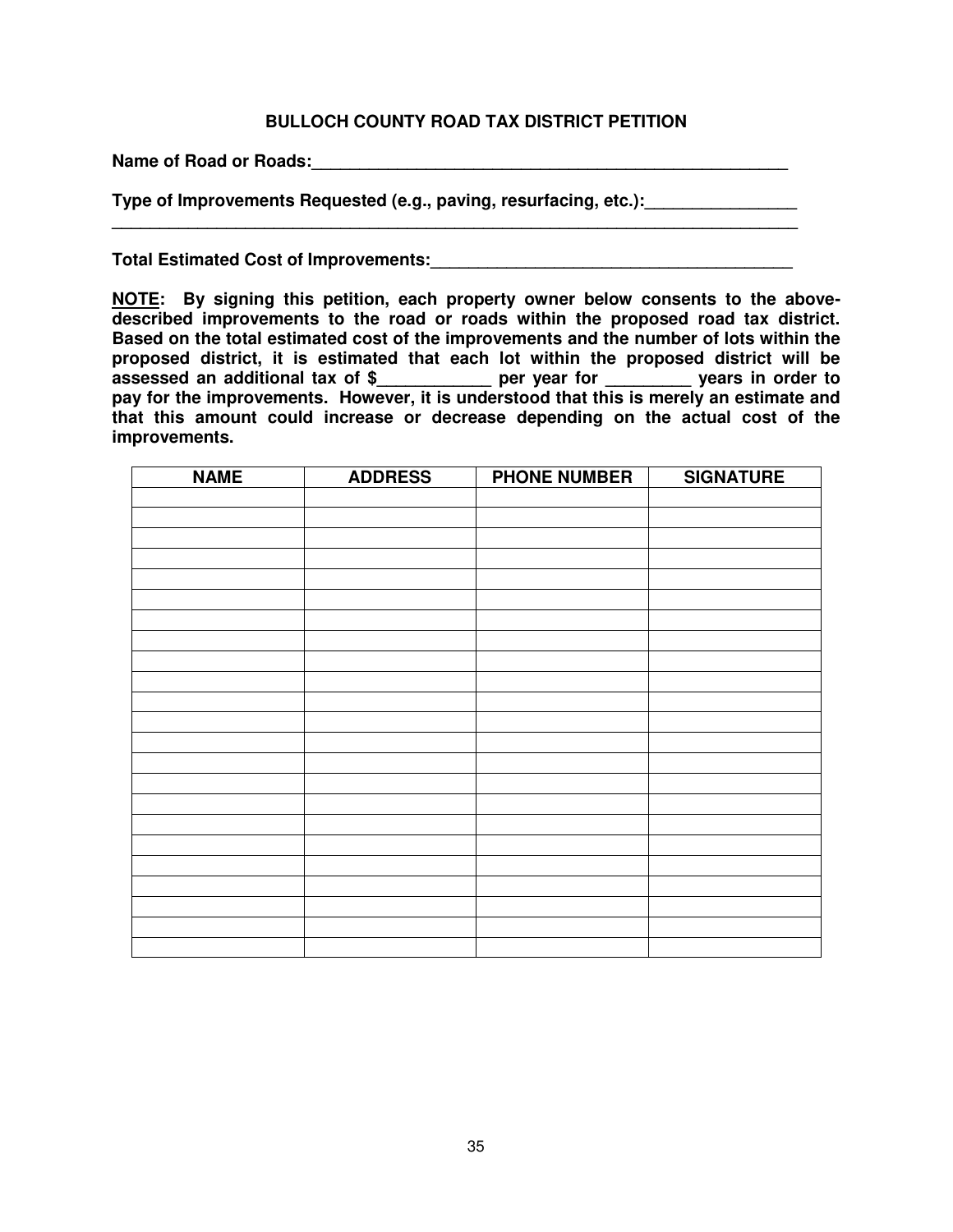**BULLOCH COUNTY ROAD TAX DISTRICT PETITION**

**Name of Road or Roads:**\_\_\_\_\_\_\_\_\_\_\_\_\_\_\_\_\_\_\_\_\_\_\_\_\_\_\_\_\_\_\_\_\_\_\_\_\_\_\_\_\_\_\_\_\_\_\_\_\_\_\_\_

**Type of Improvements Requested (e.g., paving, resurfacing, etc.):**\_\_\_\_\_\_\_\_\_\_\_\_\_\_\_\_
\_\_\_\_\_\_\_\_\_\_\_\_\_\_\_\_\_\_\_\_\_\_\_\_\_\_\_\_\_\_\_\_\_\_\_\_\_\_\_\_\_\_\_\_\_\_\_\_\_\_\_\_\_\_\_\_\_\_\_\_\_\_\_\_\_\_\_\_\_\_\_\_\_\_

**Total Estimated Cost of Improvements:**\_\_\_\_\_\_\_\_\_\_\_\_\_\_\_\_\_\_\_\_\_\_\_\_\_\_\_\_\_\_\_\_\_\_\_\_\_\_\_\_

**<u>NOTE</u>: By signing this petition, each property owner below consents to the above-described improvements to the road or roads within the proposed road tax district. Based on the total estimated cost of the improvements and the number of lots within the proposed district, it is estimated that each lot within the proposed district will be assessed an additional tax of $\_\_\_\_\_\_\_\_\_\_\_\_ per year for \_\_\_\_\_\_\_\_\_ years in order to pay for the improvements. However, it is understood that this is merely an estimate and that this amount could increase or decrease depending on the actual cost of the improvements.**

| NAME | ADDRESS | PHONE NUMBER | SIGNATURE |
|---|---|---|---|
| | | | |
| | | | |
| | | | |
| | | | |
| | | | |
| | | | |
| | | | |
| | | | |
| | | | |
| | | | |
| | | | |
| | | | |
| | | | |
| | | | |
| | | | |
| | | | |
| | | | |
| | | | |
| | | | |
| | | | |
| | | | |
| | | | |
| | | | |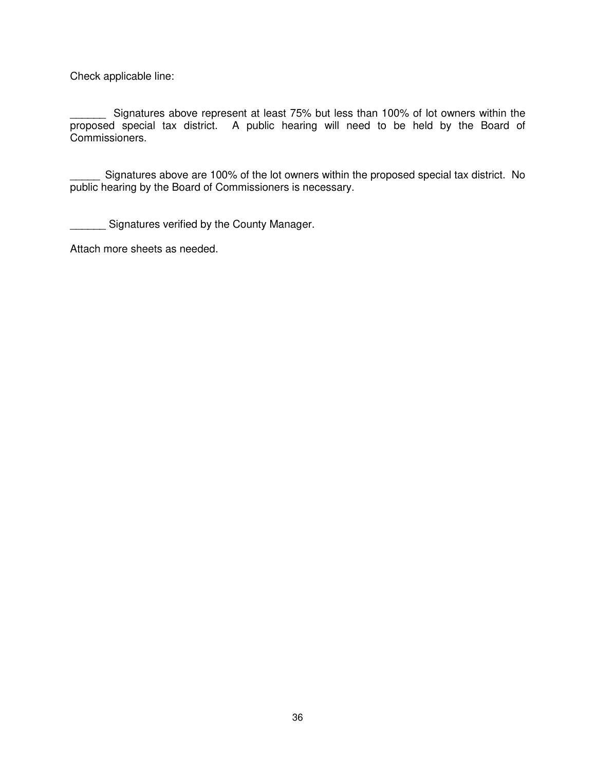Check applicable line:

______ Signatures above represent at least 75% but less than 100% of lot owners within the proposed special tax district. A public hearing will need to be held by the Board of Commissioners.

_____ Signatures above are 100% of the lot owners within the proposed special tax district. No public hearing by the Board of Commissioners is necessary.

______ Signatures verified by the County Manager.

Attach more sheets as needed.